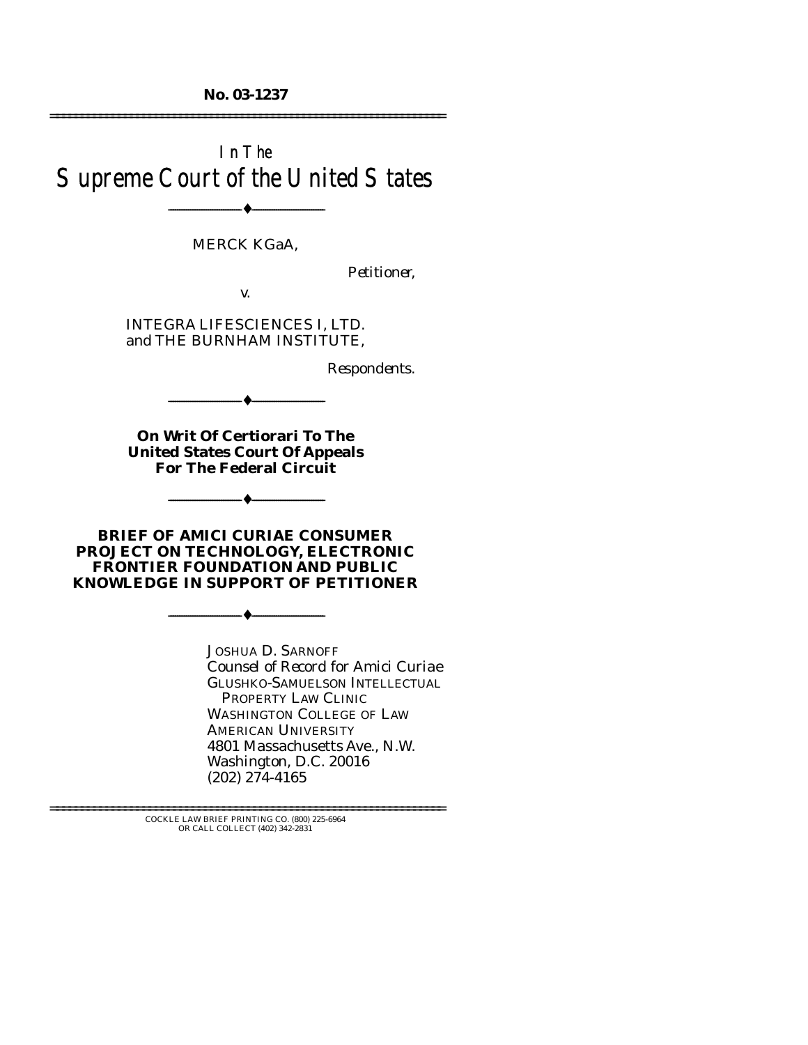**No. 03-1237**

---

In The

# Supreme Court of the United States

---

MERCK KGaA,

*Petitioner,*

v.

INTEGRA LIFESCIENCES I, LTD. and THE BURNHAM INSTITUTE,

*Respondents.*

---

**On Writ Of Certiorari To The United States Court Of Appeals For The Federal Circuit**

---

**BRIEF OF AMICI CURIAE CONSUMER PROJECT ON TECHNOLOGY, ELECTRONIC FRONTIER FOUNDATION AND PUBLIC KNOWLEDGE IN SUPPORT OF PETITIONER**

---

JOSHUA D. SARNOFF
*Counsel of Record for Amici Curiae*
GLUSHKO-SAMUELSON INTELLECTUAL PROPERTY LAW CLINIC
WASHINGTON COLLEGE OF LAW
AMERICAN UNIVERSITY
4801 Massachusetts Ave., N.W.
Washington, D.C. 20016
(202) 274-4165

---

COCKLE LAW BRIEF PRINTING CO. (800) 225-6964
OR CALL COLLECT (402) 342-2831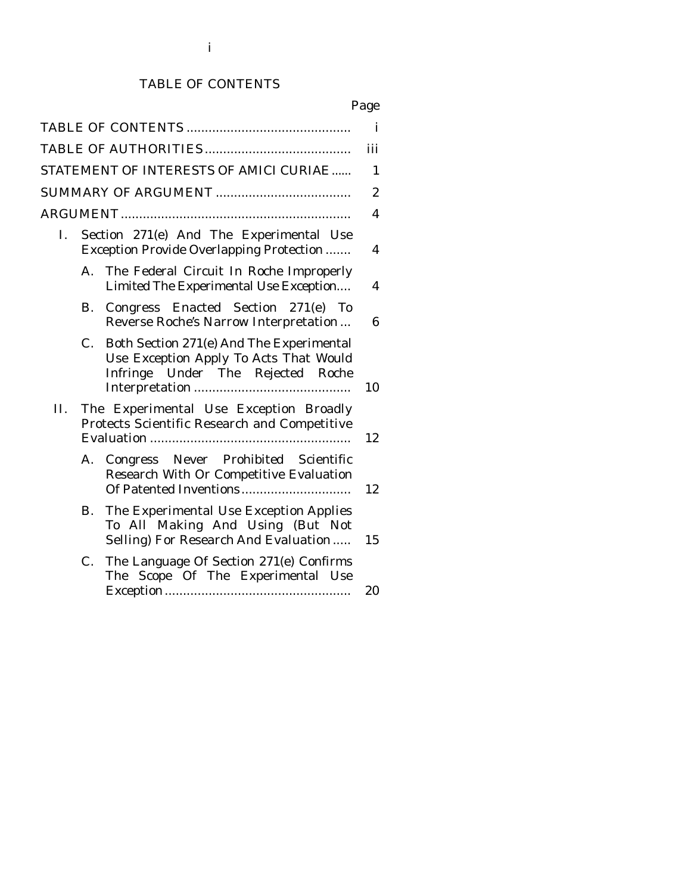# TABLE OF CONTENTS

| | Page |
|---|---|
| TABLE OF CONTENTS | i |
| TABLE OF AUTHORITIES | iii |
| STATEMENT OF INTERESTS OF AMICI CURIAE | 1 |
| SUMMARY OF ARGUMENT | 2 |
| ARGUMENT | 4 |
| I. Section 271(e) And The Experimental Use Exception Provide Overlapping Protection | 4 |
| A. The Federal Circuit In *Roche* Improperly Limited The Experimental Use Exception | 4 |
| B. Congress Enacted Section 271(e) To Reverse *Roche's* Narrow Interpretation | 6 |
| C. Both Section 271(e) And The Experimental Use Exception Apply To Acts That Would Infringe Under The Rejected *Roche* Interpretation | 10 |
| II. The Experimental Use Exception Broadly Protects Scientific Research and Competitive Evaluation | 12 |
| A. Congress Never Prohibited Scientific Research With Or Competitive Evaluation Of Patented Inventions | 12 |
| B. The Experimental Use Exception Applies To All Making And Using (But Not Selling) For Research And Evaluation | 15 |
| C. The Language Of Section 271(e) Confirms The Scope Of The Experimental Use Exception | 20 |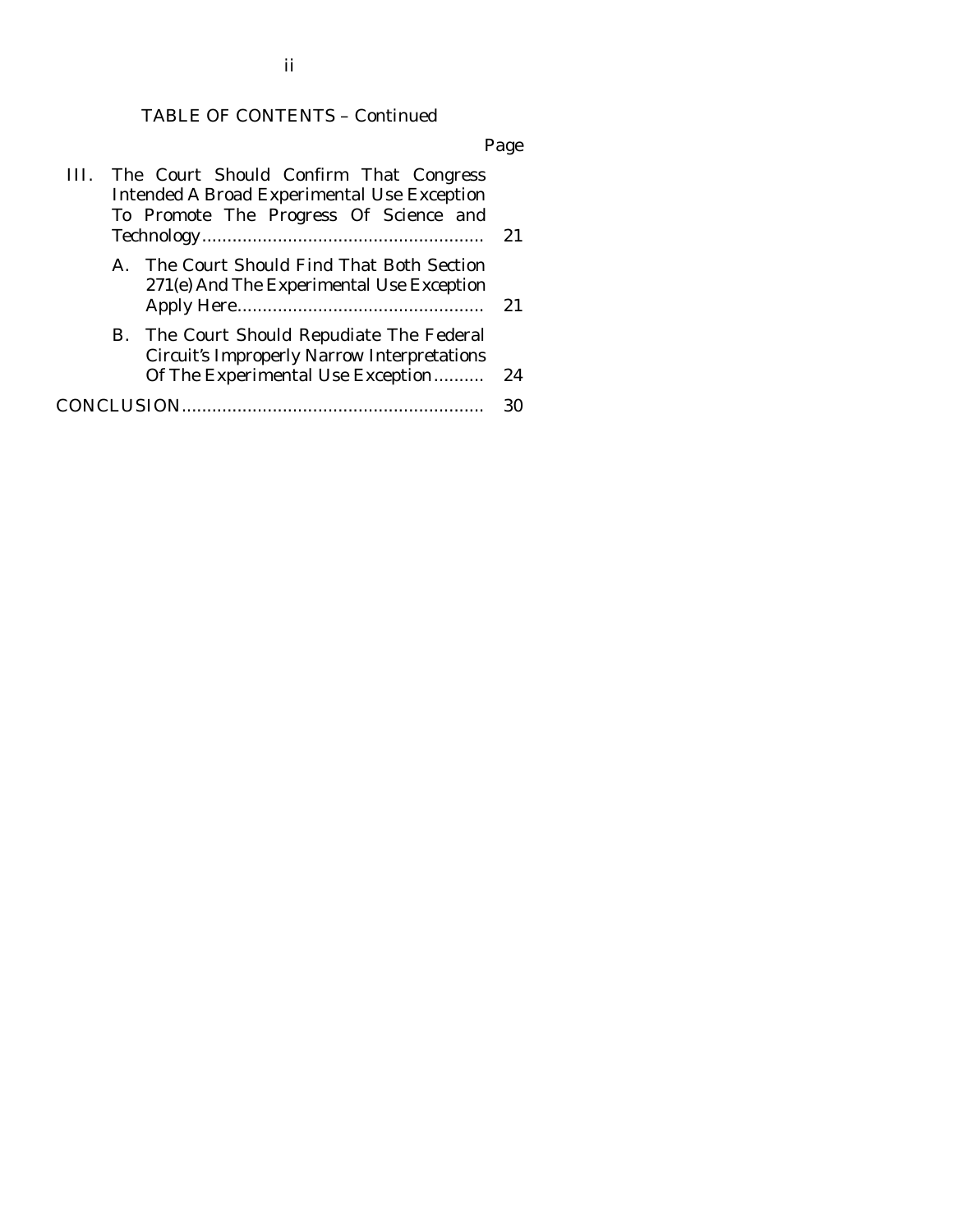TABLE OF CONTENTS – Continued

| | Page |
|---|---|
| III. The Court Should Confirm That Congress Intended A Broad Experimental Use Exception To Promote The Progress Of Science and Technology | 21 |
| A. The Court Should Find That Both Section 271(e) And The Experimental Use Exception Apply Here | 21 |
| B. The Court Should Repudiate The Federal Circuit's Improperly Narrow Interpretations Of The Experimental Use Exception | 24 |
| CONCLUSION | 30 |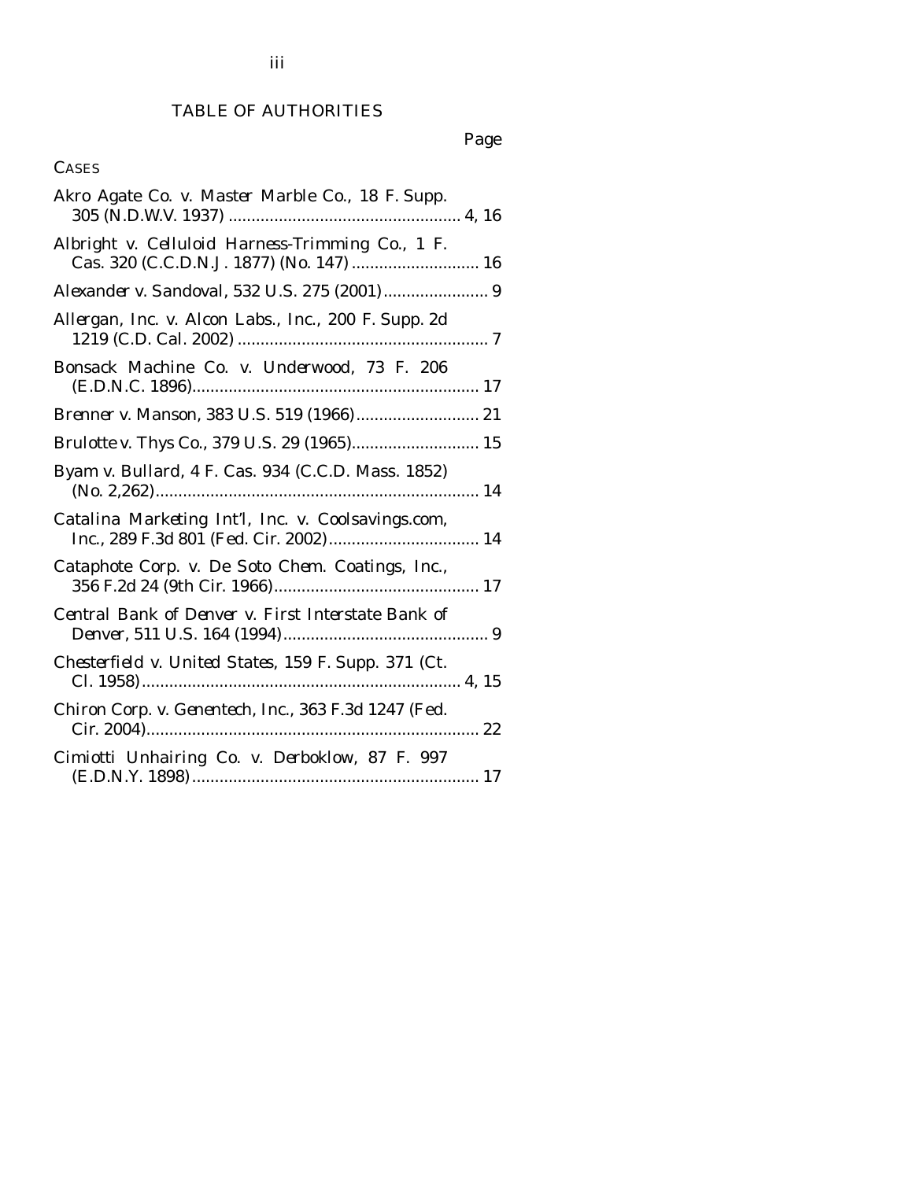# TABLE OF AUTHORITIES

Page

CASES

*Akro Agate Co. v. Master Marble Co.*, 18 F. Supp. 305 (N.D.W.V. 1937) .......... 4, 16

*Albright v. Celluloid Harness-Trimming Co.*, 1 F. Cas. 320 (C.C.D.N.J. 1877) (No. 147) .......... 16

*Alexander v. Sandoval*, 532 U.S. 275 (2001) .......... 9

*Allergan, Inc. v. Alcon Labs., Inc.*, 200 F. Supp. 2d 1219 (C.D. Cal. 2002) .......... 7

*Bonsack Machine Co. v. Underwood*, 73 F. 206 (E.D.N.C. 1896) .......... 17

*Brenner v. Manson*, 383 U.S. 519 (1966) .......... 21

*Brulotte v. Thys Co.*, 379 U.S. 29 (1965) .......... 15

*Byam v. Bullard*, 4 F. Cas. 934 (C.C.D. Mass. 1852) (No. 2,262) .......... 14

*Catalina Marketing Int'l, Inc. v. Coolsavings.com, Inc.*, 289 F.3d 801 (Fed. Cir. 2002) .......... 14

*Cataphote Corp. v. De Soto Chem. Coatings, Inc.*, 356 F.2d 24 (9th Cir. 1966) .......... 17

*Central Bank of Denver v. First Interstate Bank of Denver*, 511 U.S. 164 (1994) .......... 9

*Chesterfield v. United States*, 159 F. Supp. 371 (Ct. Cl. 1958) .......... 4, 15

*Chiron Corp. v. Genentech, Inc.*, 363 F.3d 1247 (Fed. Cir. 2004) .......... 22

*Cimiotti Unhairing Co. v. Derboklow*, 87 F. 997 (E.D.N.Y. 1898) .......... 17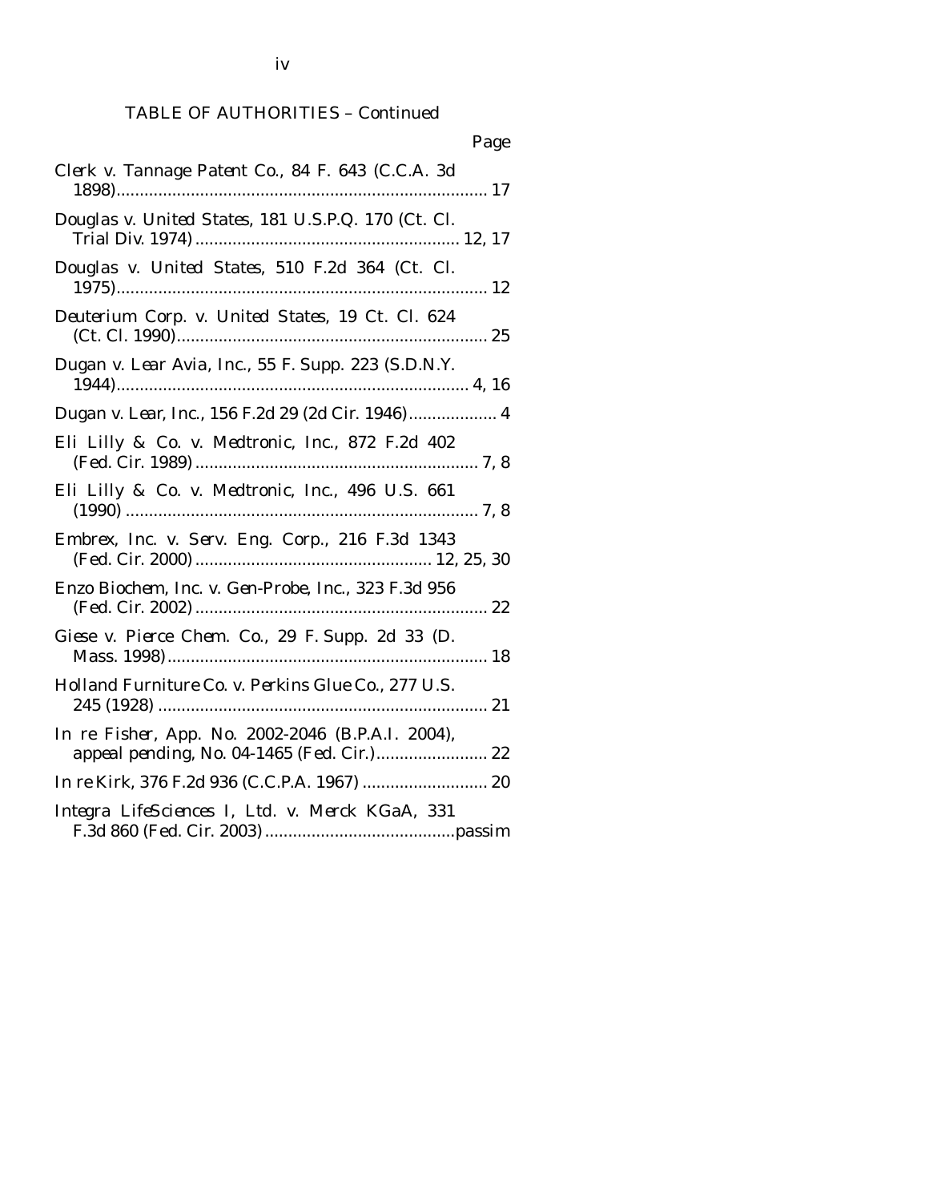TABLE OF AUTHORITIES – Continued

Page

*Clerk v. Tannage Patent Co.*, 84 F. 643 (C.C.A. 3d 1898)....................................................................... 17

*Douglas v. United States*, 181 U.S.P.Q. 170 (Ct. Cl. Trial Div. 1974)................................................... 12, 17

*Douglas v. United States*, 510 F.2d 364 (Ct. Cl. 1975)....................................................................... 12

*Deuterium Corp. v. United States*, 19 Ct. Cl. 624 (Ct. Cl. 1990)........................................................... 25

*Dugan v. Lear Avia, Inc.*, 55 F. Supp. 223 (S.D.N.Y. 1944).................................................................. 4, 16

*Dugan v. Lear, Inc.*, 156 F.2d 29 (2d Cir. 1946)................... 4

*Eli Lilly & Co. v. Medtronic, Inc.*, 872 F.2d 402 (Fed. Cir. 1989)..................................................... 7, 8

*Eli Lilly & Co. v. Medtronic, Inc.*, 496 U.S. 661 (1990)................................................................... 7, 8

*Embrex, Inc. v. Serv. Eng. Corp.*, 216 F.3d 1343 (Fed. Cir. 2000)........................................... 12, 25, 30

*Enzo Biochem, Inc. v. Gen-Probe, Inc.*, 323 F.3d 956 (Fed. Cir. 2002)......................................................... 22

*Giese v. Pierce Chem. Co.*, 29 F. Supp. 2d 33 (D. Mass. 1998)............................................................... 18

*Holland Furniture Co. v. Perkins Glue Co.*, 277 U.S. 245 (1928)................................................................. 21

*In re Fisher*, App. No. 2002-2046 (B.P.A.I. 2004), appeal pending, No. 04-1465 (Fed. Cir.)........................ 22

*In re Kirk*, 376 F.2d 936 (C.C.P.A. 1967)........................... 20

*Integra LifeSciences I, Ltd. v. Merck KGaA*, 331 F.3d 860 (Fed. Cir. 2003)........................................passim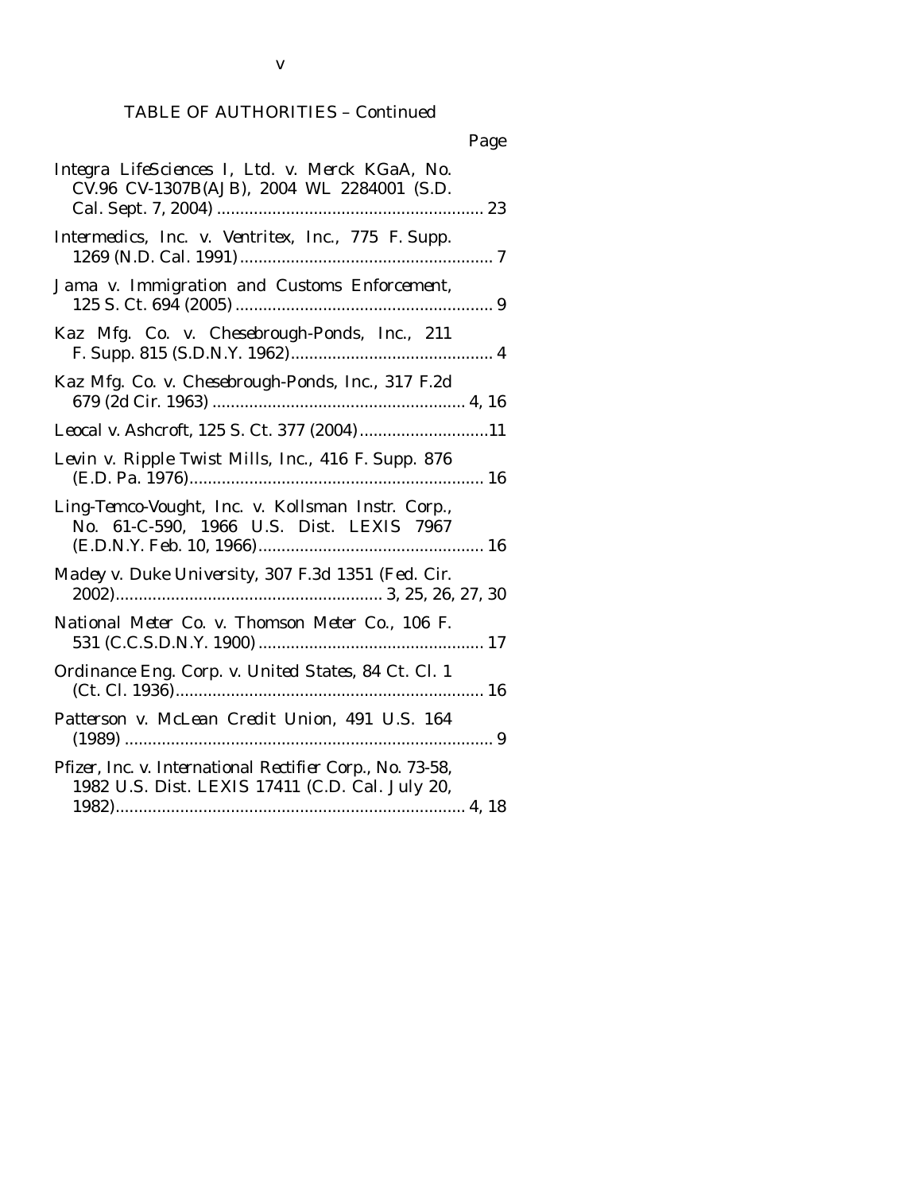TABLE OF AUTHORITIES – Continued

Page

*Integra LifeSciences I, Ltd. v. Merck KGaA*, No. CV.96 CV-1307B(AJB), 2004 WL 2284001 (S.D. Cal. Sept. 7, 2004) .......... 23

*Intermedics, Inc. v. Ventritex, Inc.*, 775 F. Supp. 1269 (N.D. Cal. 1991) .......... 7

*Jama v. Immigration and Customs Enforcement*, 125 S. Ct. 694 (2005) .......... 9

*Kaz Mfg. Co. v. Chesebrough-Ponds, Inc.*, 211 F. Supp. 815 (S.D.N.Y. 1962) .......... 4

*Kaz Mfg. Co. v. Chesebrough-Ponds, Inc.*, 317 F.2d 679 (2d Cir. 1963) .......... 4, 16

*Leocal v. Ashcroft*, 125 S. Ct. 377 (2004) .......... 11

*Levin v. Ripple Twist Mills, Inc.*, 416 F. Supp. 876 (E.D. Pa. 1976) .......... 16

*Ling-Temco-Vought, Inc. v. Kollsman Instr. Corp.*, No. 61-C-590, 1966 U.S. Dist. LEXIS 7967 (E.D.N.Y. Feb. 10, 1966) .......... 16

*Madey v. Duke University*, 307 F.3d 1351 (Fed. Cir. 2002) .......... 3, 25, 26, 27, 30

*National Meter Co. v. Thomson Meter Co.*, 106 F. 531 (C.C.S.D.N.Y. 1900) .......... 17

*Ordinance Eng. Corp. v. United States*, 84 Ct. Cl. 1 (Ct. Cl. 1936) .......... 16

*Patterson v. McLean Credit Union*, 491 U.S. 164 (1989) .......... 9

*Pfizer, Inc. v. International Rectifier Corp.*, No. 73-58, 1982 U.S. Dist. LEXIS 17411 (C.D. Cal. July 20, 1982) .......... 4, 18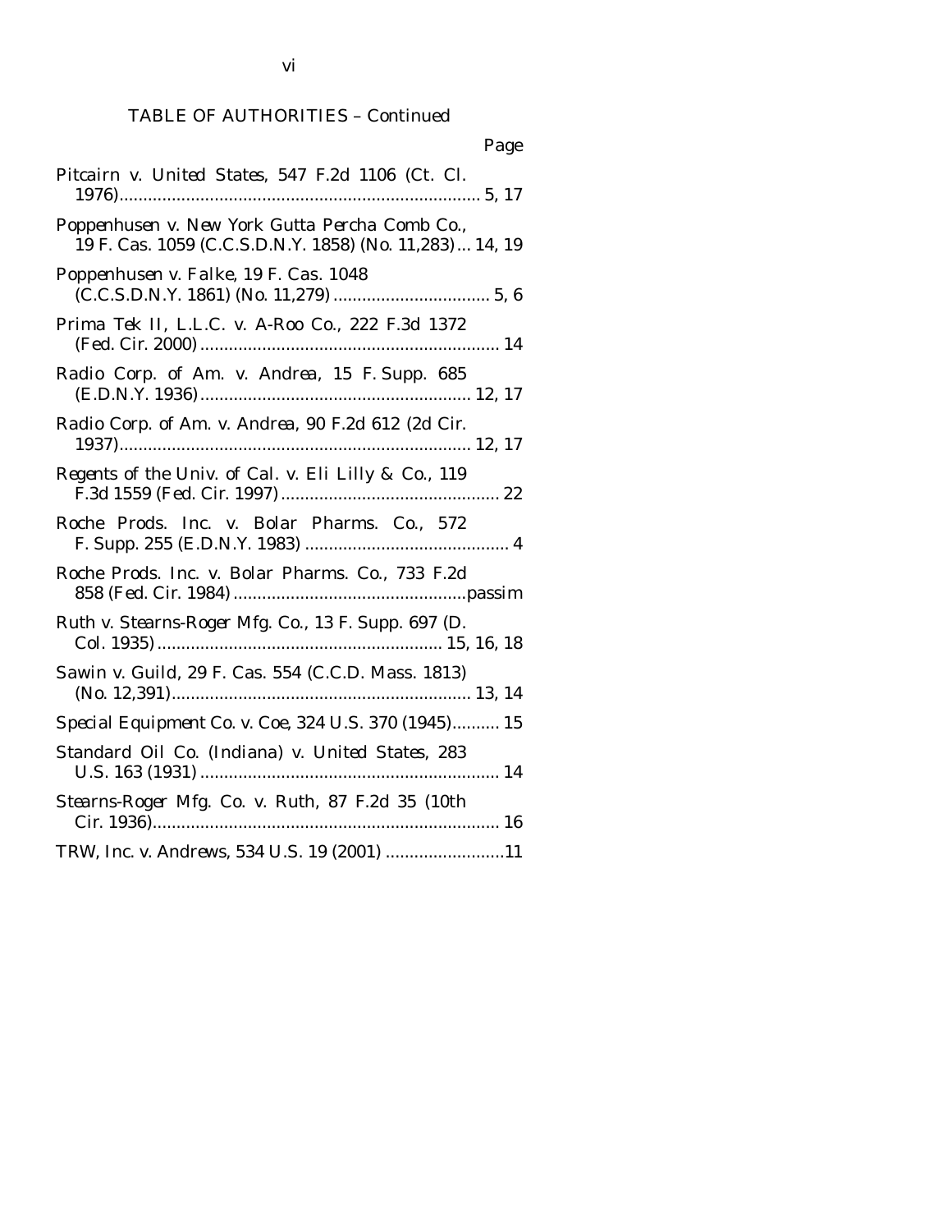TABLE OF AUTHORITIES – Continued

Page

*Pitcairn v. United States*, 547 F.2d 1106 (Ct. Cl. 1976)............................................................................ 5, 17

*Poppenhusen v. New York Gutta Percha Comb Co.*, 19 F. Cas. 1059 (C.C.S.D.N.Y. 1858) (No. 11,283)... 14, 19

*Poppenhusen v. Falke*, 19 F. Cas. 1048 (C.C.S.D.N.Y. 1861) (No. 11,279)................................. 5, 6

*Prima Tek II, L.L.C. v. A-Roo Co.*, 222 F.3d 1372 (Fed. Cir. 2000)............................................................... 14

*Radio Corp. of Am. v. Andrea*, 15 F. Supp. 685 (E.D.N.Y. 1936)......................................................... 12, 17

*Radio Corp. of Am. v. Andrea*, 90 F.2d 612 (2d Cir. 1937)......................................................................... 12, 17

*Regents of the Univ. of Cal. v. Eli Lilly & Co.*, 119 F.3d 1559 (Fed. Cir. 1997)............................................. 22

*Roche Prods. Inc. v. Bolar Pharms. Co.*, 572 F. Supp. 255 (E.D.N.Y. 1983)........................................... 4

*Roche Prods. Inc. v. Bolar Pharms. Co.*, 733 F.2d 858 (Fed. Cir. 1984).................................................passim

*Ruth v. Stearns-Roger Mfg. Co.*, 13 F. Supp. 697 (D. Col. 1935)........................................................... 15, 16, 18

*Sawin v. Guild*, 29 F. Cas. 554 (C.C.D. Mass. 1813) (No. 12,391)............................................................... 13, 14

*Special Equipment Co. v. Coe*, 324 U.S. 370 (1945).......... 15

*Standard Oil Co. (Indiana) v. United States*, 283 U.S. 163 (1931).............................................................. 14

*Stearns-Roger Mfg. Co. v. Ruth*, 87 F.2d 35 (10th Cir. 1936)......................................................................... 16

*TRW, Inc. v. Andrews*, 534 U.S. 19 (2001).........................11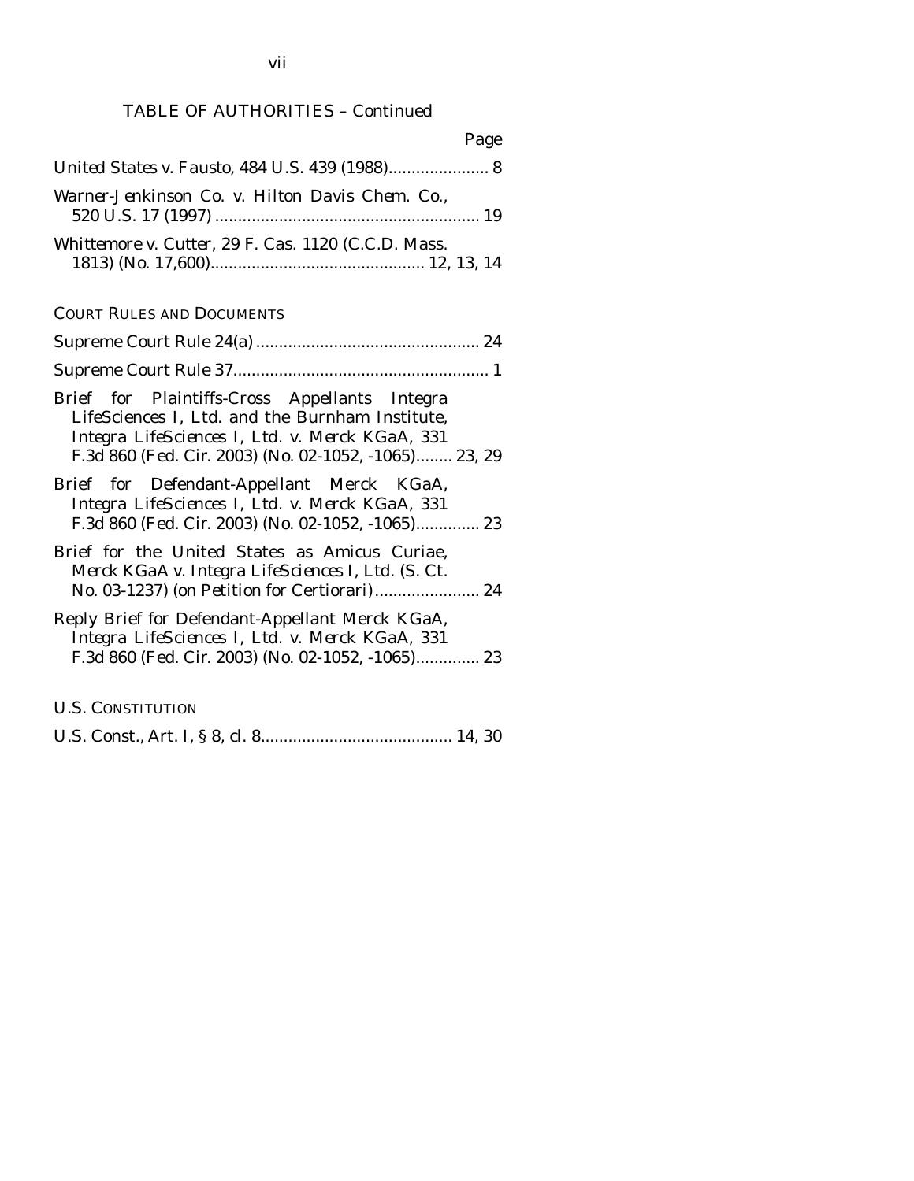TABLE OF AUTHORITIES – Continued

Page

*United States v. Fausto*, 484 U.S. 439 (1988)...................... 8

*Warner-Jenkinson Co. v. Hilton Davis Chem. Co.*, 520 U.S. 17 (1997)........................................................... 19

*Whittemore v. Cutter*, 29 F. Cas. 1120 (C.C.D. Mass. 1813) (No. 17,600)............................................... 12, 13, 14

COURT RULES AND DOCUMENTS

Supreme Court Rule 24(a)................................................. 24

Supreme Court Rule 37........................................................ 1

Brief for Plaintiffs-Cross Appellants Integra LifeSciences I, Ltd. and the Burnham Institute, *Integra LifeSciences I, Ltd. v. Merck KGaA*, 331 F.3d 860 (Fed. Cir. 2003) (No. 02-1052, -1065)........ 23, 29

Brief for Defendant-Appellant Merck KGaA, *Integra LifeSciences I, Ltd. v. Merck KGaA*, 331 F.3d 860 (Fed. Cir. 2003) (No. 02-1052, -1065).............. 23

Brief for the United States as Amicus Curiae, *Merck KGaA v. Integra LifeSciences I, Ltd.* (S. Ct. No. 03-1237) (on Petition for Certiorari)....................... 24

Reply Brief for Defendant-Appellant Merck KGaA, *Integra LifeSciences I, Ltd. v. Merck KGaA*, 331 F.3d 860 (Fed. Cir. 2003) (No. 02-1052, -1065).............. 23

U.S. CONSTITUTION

U.S. Const., Art. I, § 8, cl. 8.......................................... 14, 30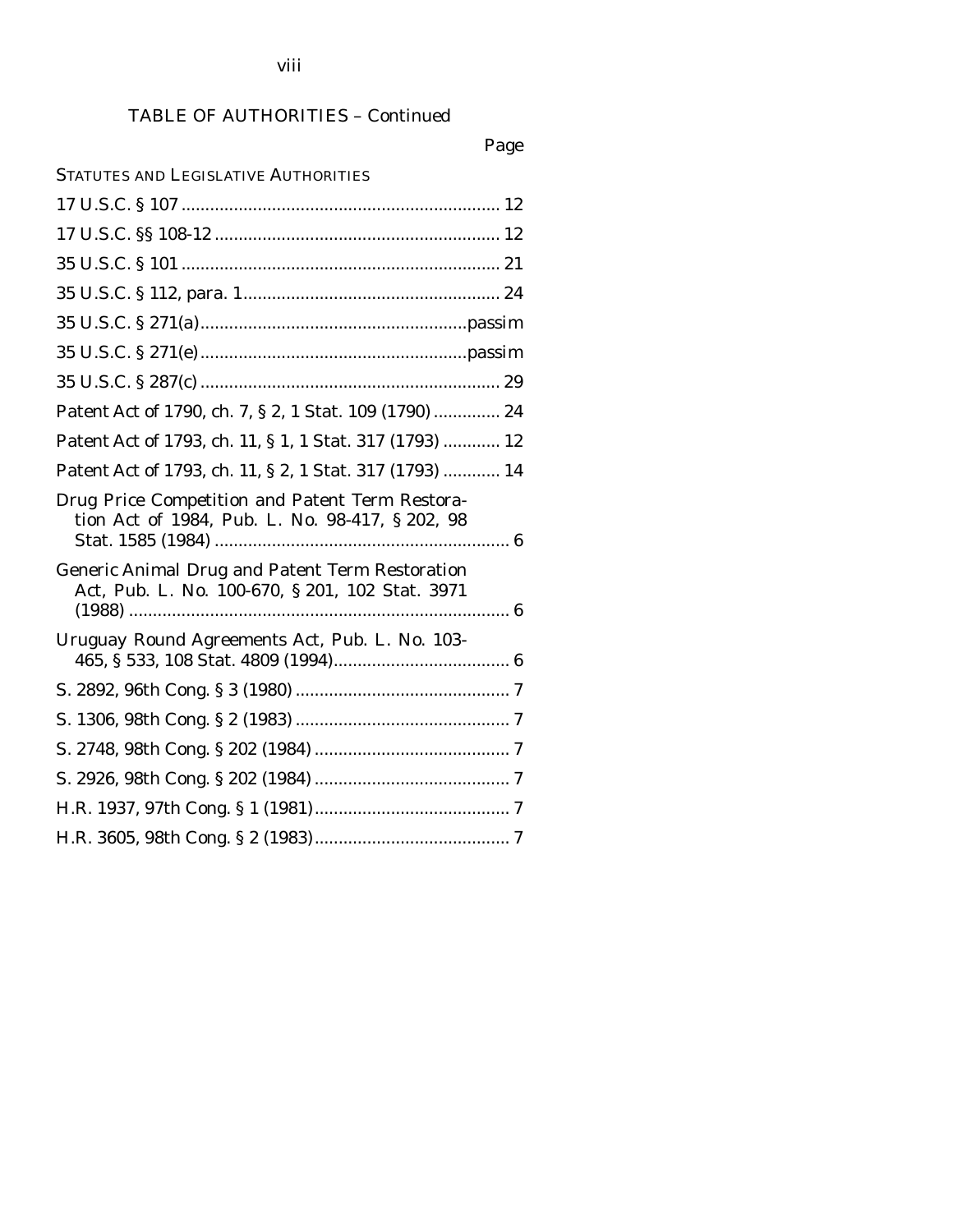## TABLE OF AUTHORITIES – Continued

Page

STATUTES AND LEGISLATIVE AUTHORITIES

17 U.S.C. § 107 .................................................................. 12

17 U.S.C. §§ 108-12 ........................................................... 12

35 U.S.C. § 101 .................................................................. 21

35 U.S.C. § 112, para. 1..................................................... 24

35 U.S.C. § 271(a)........................................................passim

35 U.S.C. § 271(e)........................................................passim

35 U.S.C. § 287(c) .............................................................. 29

Patent Act of 1790, ch. 7, § 2, 1 Stat. 109 (1790) .............. 24

Patent Act of 1793, ch. 11, § 1, 1 Stat. 317 (1793) ............ 12

Patent Act of 1793, ch. 11, § 2, 1 Stat. 317 (1793) ............ 14

Drug Price Competition and Patent Term Restoration Act of 1984, Pub. L. No. 98-417, § 202, 98 Stat. 1585 (1984) ............................................................. 6

Generic Animal Drug and Patent Term Restoration Act, Pub. L. No. 100-670, § 201, 102 Stat. 3971 (1988) ............................................................................... 6

Uruguay Round Agreements Act, Pub. L. No. 103-465, § 533, 108 Stat. 4809 (1994)..................................... 6

S. 2892, 96th Cong. § 3 (1980) ............................................. 7

S. 1306, 98th Cong. § 2 (1983) ............................................. 7

S. 2748, 98th Cong. § 202 (1984) ......................................... 7

S. 2926, 98th Cong. § 202 (1984) ......................................... 7

H.R. 1937, 97th Cong. § 1 (1981)......................................... 7

H.R. 3605, 98th Cong. § 2 (1983)......................................... 7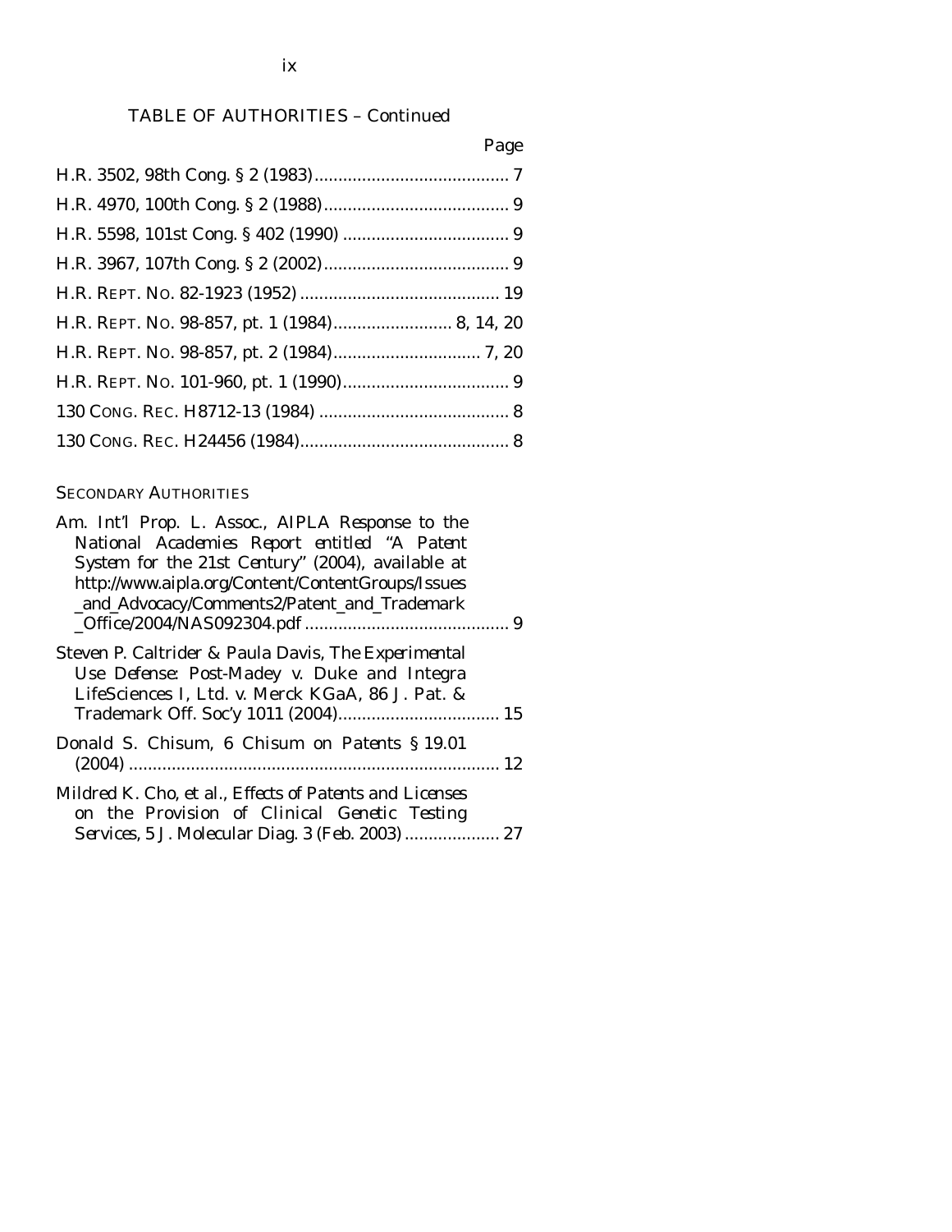TABLE OF AUTHORITIES – Continued

Page

H.R. 3502, 98th Cong. § 2 (1983) ......................................... 7

H.R. 4970, 100th Cong. § 2 (1988) ...................................... 9

H.R. 5598, 101st Cong. § 402 (1990) .................................. 9

H.R. 3967, 107th Cong. § 2 (2002) ...................................... 9

H.R. REPT. NO. 82-1923 (1952) ......................................... 19

H.R. REPT. NO. 98-857, pt. 1 (1984) ........................ 8, 14, 20

H.R. REPT. NO. 98-857, pt. 2 (1984) .............................. 7, 20

H.R. REPT. NO. 101-960, pt. 1 (1990) .................................. 9

130 CONG. REC. H8712-13 (1984) ....................................... 8

130 CONG. REC. H24456 (1984) ........................................... 8

SECONDARY AUTHORITIES

Am. Int'l Prop. L. Assoc., *AIPLA Response to the National Academies Report entitled "A Patent System for the 21st Century"* (2004), *available at* http://www.aipla.org/Content/ContentGroups/Issues_and_Advocacy/Comments2/Patent_and_Trademark_Office/2004/NAS092304.pdf ........................................... 9

Steven P. Caltrider & Paula Davis, *The Experimental Use Defense: Post-*Madey v. Duke *and* Integra LifeSciences I, Ltd. v. Merck KGaA, 86 J. Pat. & Trademark Off. Soc'y 1011 (2004) .................................. 15

Donald S. Chisum, 6 *Chisum on Patents* § 19.01 (2004) ............................................................................. 12

Mildred K. Cho, et al., *Effects of Patents and Licenses on the Provision of Clinical Genetic Testing Services*, 5 J. Molecular Diag. 3 (Feb. 2003) .................... 27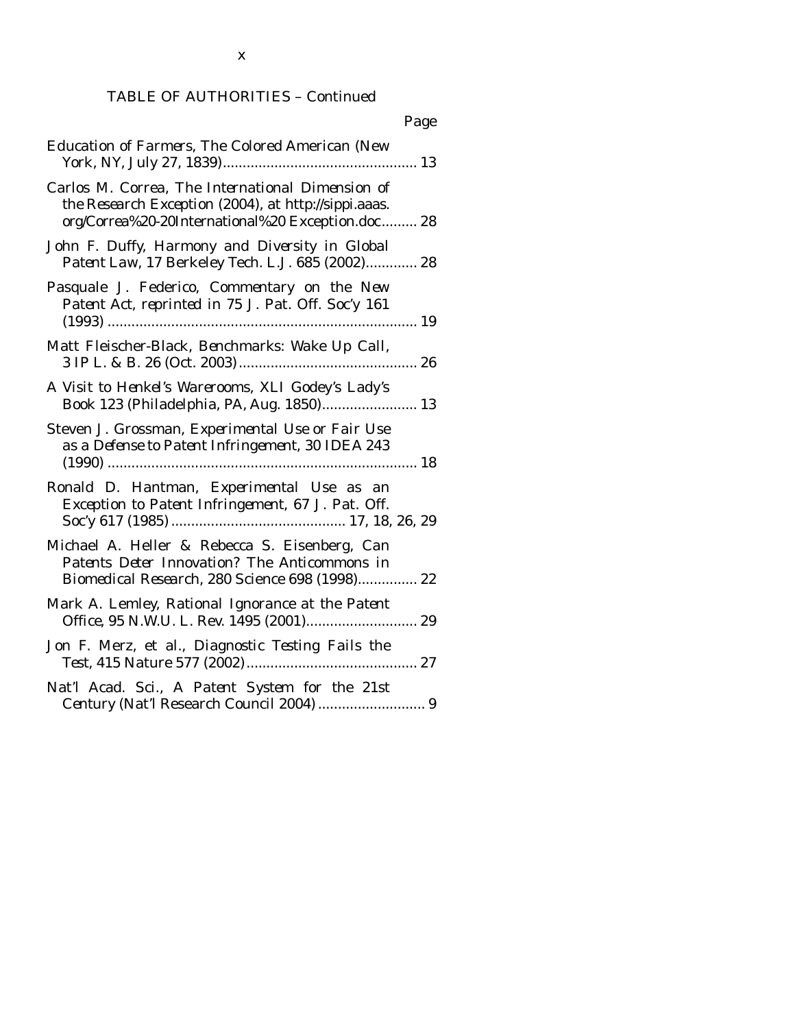TABLE OF AUTHORITIES – Continued

Page

Education of Farmers, The Colored American (New York, NY, July 27, 1839)................................................ 13

Carlos M. Correa, *The International Dimension of the Research Exception* (2004), *at* http://sippi.aaas.org/Correa%20-20International%20 Exception.doc......... 28

John F. Duffy, *Harmony and Diversity in Global Patent Law*, 17 Berkeley Tech. L.J. 685 (2002)............. 28

Pasquale J. Federico, *Commentary on the New Patent Act*, *reprinted in* 75 J. Pat. Off. Soc'y 161 (1993) ............................................................................. 19

Matt Fleischer-Black, *Benchmarks: Wake Up Call*, 3 IP L. & B. 26 (Oct. 2003)............................................ 26

A Visit to Henkel's Warerooms, XLI Godey's Lady's Book 123 (Philadelphia, PA, Aug. 1850)........................ 13

Steven J. Grossman, *Experimental Use or Fair Use as a Defense to Patent Infringement*, 30 IDEA 243 (1990) ............................................................................. 18

Ronald D. Hantman, *Experimental Use as an Exception to Patent Infringement*, 67 J. Pat. Off. Soc'y 617 (1985) ........................................... 17, 18, 26, 29

Michael A. Heller & Rebecca S. Eisenberg, *Can Patents Deter Innovation? The Anticommons in Biomedical Research*, 280 Science 698 (1998)............... 22

Mark A. Lemley, *Rational Ignorance at the Patent Office*, 95 N.W.U. L. Rev. 1495 (2001)........................... 29

Jon F. Merz, et al., *Diagnostic Testing Fails the Test*, 415 Nature 577 (2002)........................................... 27

Nat'l Acad. Sci., *A Patent System for the 21st Century* (Nat'l Research Council 2004)........................... 9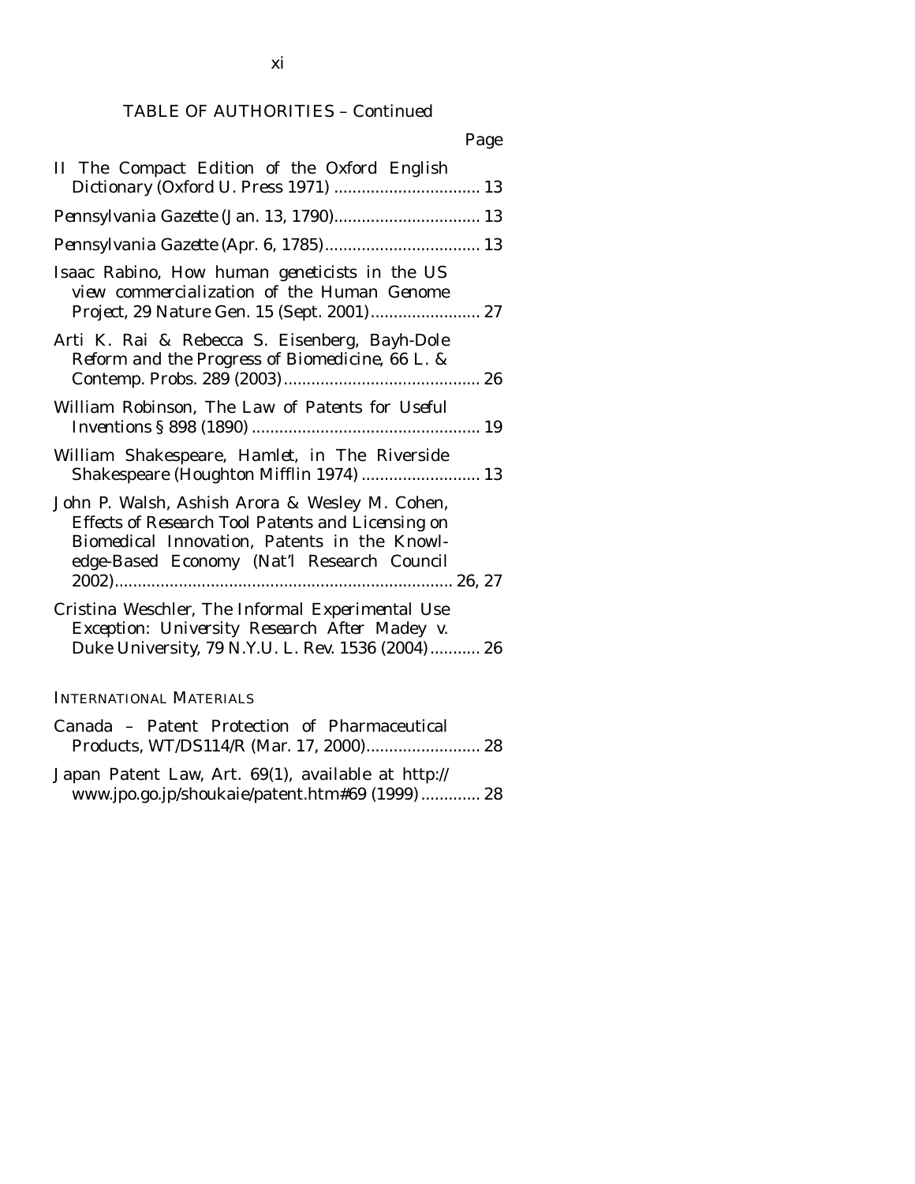TABLE OF AUTHORITIES – Continued

Page

II The Compact Edition of the Oxford English Dictionary (Oxford U. Press 1971) ................................ 13

*Pennsylvania Gazette* (Jan. 13, 1790)................................ 13

*Pennsylvania Gazette* (Apr. 6, 1785).................................. 13

Isaac Rabino, *How human geneticists in the US view commercialization of the Human Genome Project*, 29 Nature Gen. 15 (Sept. 2001)........................ 27

Arti K. Rai & Rebecca S. Eisenberg, *Bayh-Dole Reform and the Progress of Biomedicine*, 66 L. & Contemp. Probs. 289 (2003)........................................... 26

William Robinson, The Law of Patents for Useful Inventions § 898 (1890) .................................................. 19

William Shakespeare, *Hamlet*, in The Riverside Shakespeare (Houghton Mifflin 1974) .......................... 13

John P. Walsh, Ashish Arora & Wesley M. Cohen, *Effects of Research Tool Patents and Licensing on Biomedical Innovation*, Patents in the Knowledge-Based Economy (Nat'l Research Council 2002)........................................................................... 26, 27

Cristina Weschler, *The Informal Experimental Use Exception: University Research After Madey v. Duke University*, 79 N.Y.U. L. Rev. 1536 (2004)........... 26

INTERNATIONAL MATERIALS

Canada – Patent Protection of Pharmaceutical Products, WT/DS114/R (Mar. 17, 2000)......................... 28

Japan Patent Law, Art. 69(1), available at http://www.jpo.go.jp/shoukaie/patent.htm#69 (1999) ............. 28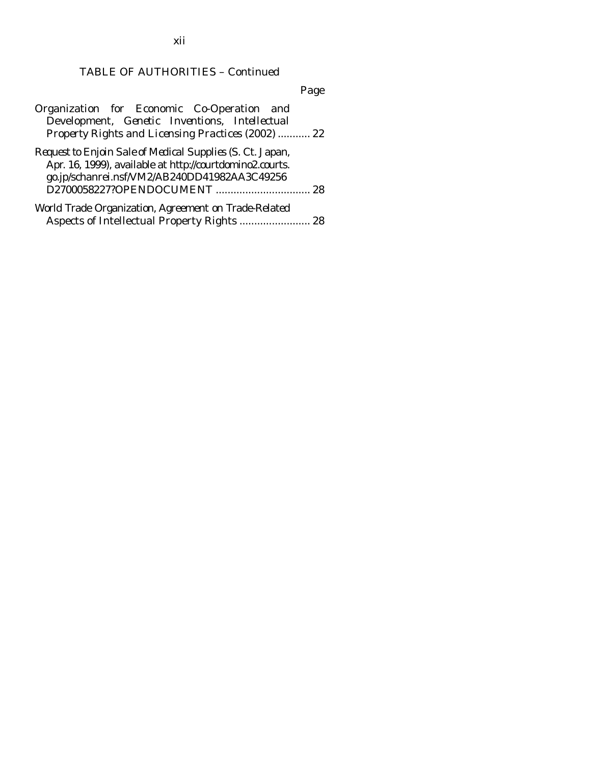TABLE OF AUTHORITIES – Continued

Page

Organization for Economic Co-Operation and Development, *Genetic Inventions, Intellectual Property Rights and Licensing Practices* (2002) ........... 22

*Request to Enjoin Sale of Medical Supplies* (S. Ct. Japan, Apr. 16, 1999), *available at* http://courtdomino2.courts.go.jp/schanrei.nsf/VM2/AB240DD41982AA3C49256D2700058227?OPENDOCUMENT ................................ 28

World Trade Organization, *Agreement on Trade-Related Aspects of Intellectual Property Rights* ........................ 28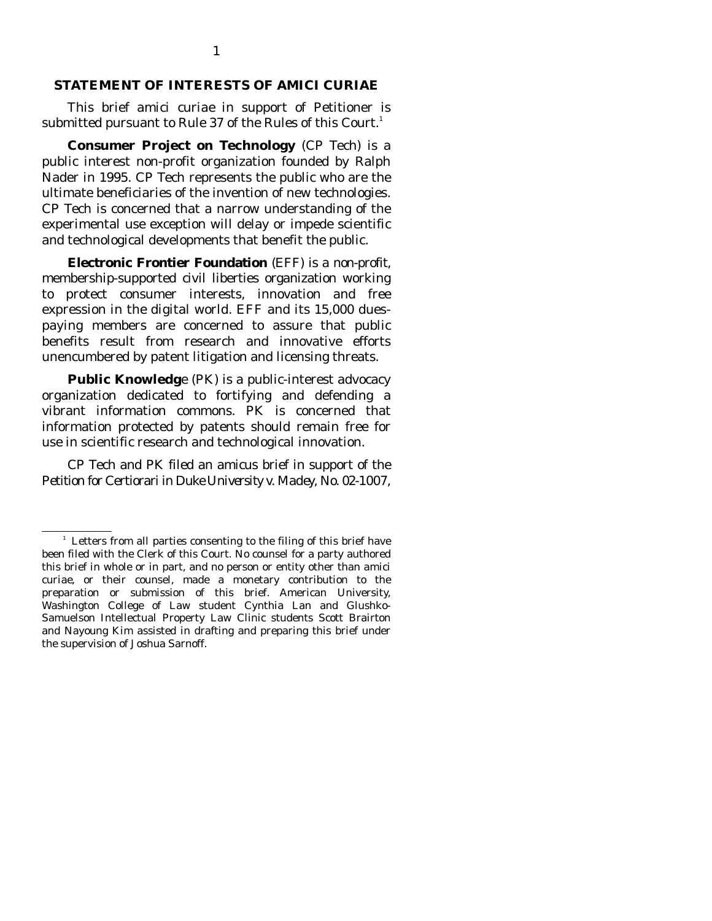## STATEMENT OF INTERESTS OF AMICI CURIAE

This brief amici curiae in support of Petitioner is submitted pursuant to Rule 37 of the Rules of this Court.[1]

**Consumer Project on Technology** (CP Tech) is a public interest non-profit organization founded by Ralph Nader in 1995. CP Tech represents the public who are the ultimate beneficiaries of the invention of new technologies. CP Tech is concerned that a narrow understanding of the experimental use exception will delay or impede scientific and technological developments that benefit the public.

**Electronic Frontier Foundation** (EFF) is a non-profit, membership-supported civil liberties organization working to protect consumer interests, innovation and free expression in the digital world. EFF and its 15,000 dues-paying members are concerned to assure that public benefits result from research and innovative efforts unencumbered by patent litigation and licensing threats.

**Public Knowledge** (PK) is a public-interest advocacy organization dedicated to fortifying and defending a vibrant information commons. PK is concerned that information protected by patents should remain free for use in scientific research and technological innovation.

CP Tech and PK filed an amicus brief in support of the Petition for Certiorari in *Duke University v. Madey*, No. 02-1007,

---

[1] Letters from all parties consenting to the filing of this brief have been filed with the Clerk of this Court. No counsel for a party authored this brief in whole or in part, and no person or entity other than amici curiae, or their counsel, made a monetary contribution to the preparation or submission of this brief. American University, Washington College of Law student Cynthia Lan and Glushko-Samuelson Intellectual Property Law Clinic students Scott Brairton and Nayoung Kim assisted in drafting and preparing this brief under the supervision of Joshua Sarnoff.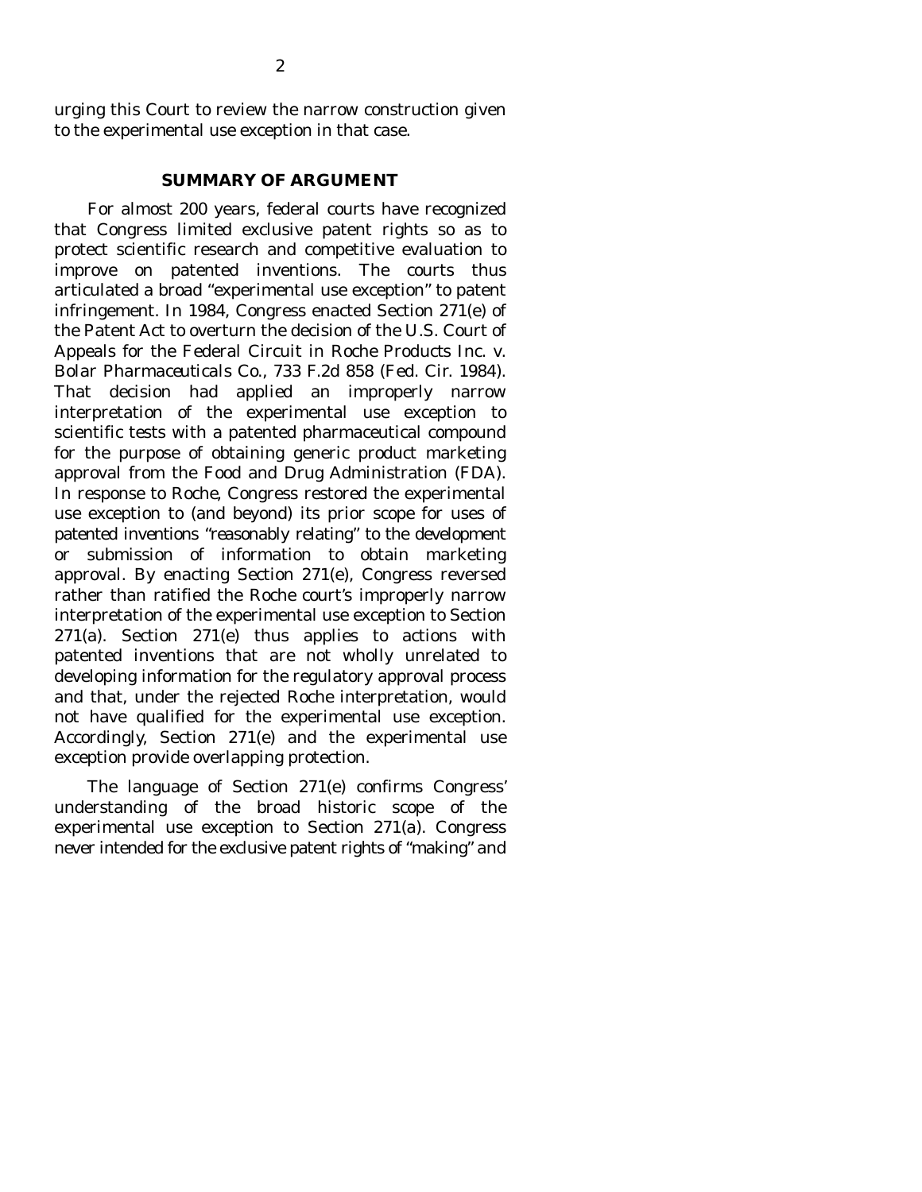urging this Court to review the narrow construction given to the experimental use exception in that case.

## SUMMARY OF ARGUMENT

For almost 200 years, federal courts have recognized that Congress limited exclusive patent rights so as to protect scientific research and competitive evaluation to improve on patented inventions. The courts thus articulated a broad "experimental use exception" to patent infringement. In 1984, Congress enacted Section 271(e) of the Patent Act to overturn the decision of the U.S. Court of Appeals for the Federal Circuit in *Roche Products Inc. v. Bolar Pharmaceuticals Co.*, 733 F.2d 858 (Fed. Cir. 1984). That decision had applied an improperly narrow interpretation of the experimental use exception to scientific tests with a patented pharmaceutical compound for the purpose of obtaining generic product marketing approval from the Food and Drug Administration (FDA). In response to *Roche*, Congress restored the experimental use exception to (and beyond) its prior scope for uses of patented inventions "reasonably relating" to the development or submission of information to obtain marketing approval. By enacting Section 271(e), Congress reversed rather than ratified the *Roche* court's improperly narrow interpretation of the experimental use exception to Section 271(a). Section 271(e) thus applies to actions with patented inventions that are not wholly unrelated to developing information for the regulatory approval process and that, under the rejected *Roche* interpretation, would not have qualified for the experimental use exception. Accordingly, Section 271(e) and the experimental use exception provide overlapping protection.

The language of Section 271(e) confirms Congress' understanding of the broad historic scope of the experimental use exception to Section 271(a). Congress never intended for the exclusive patent rights of "making" and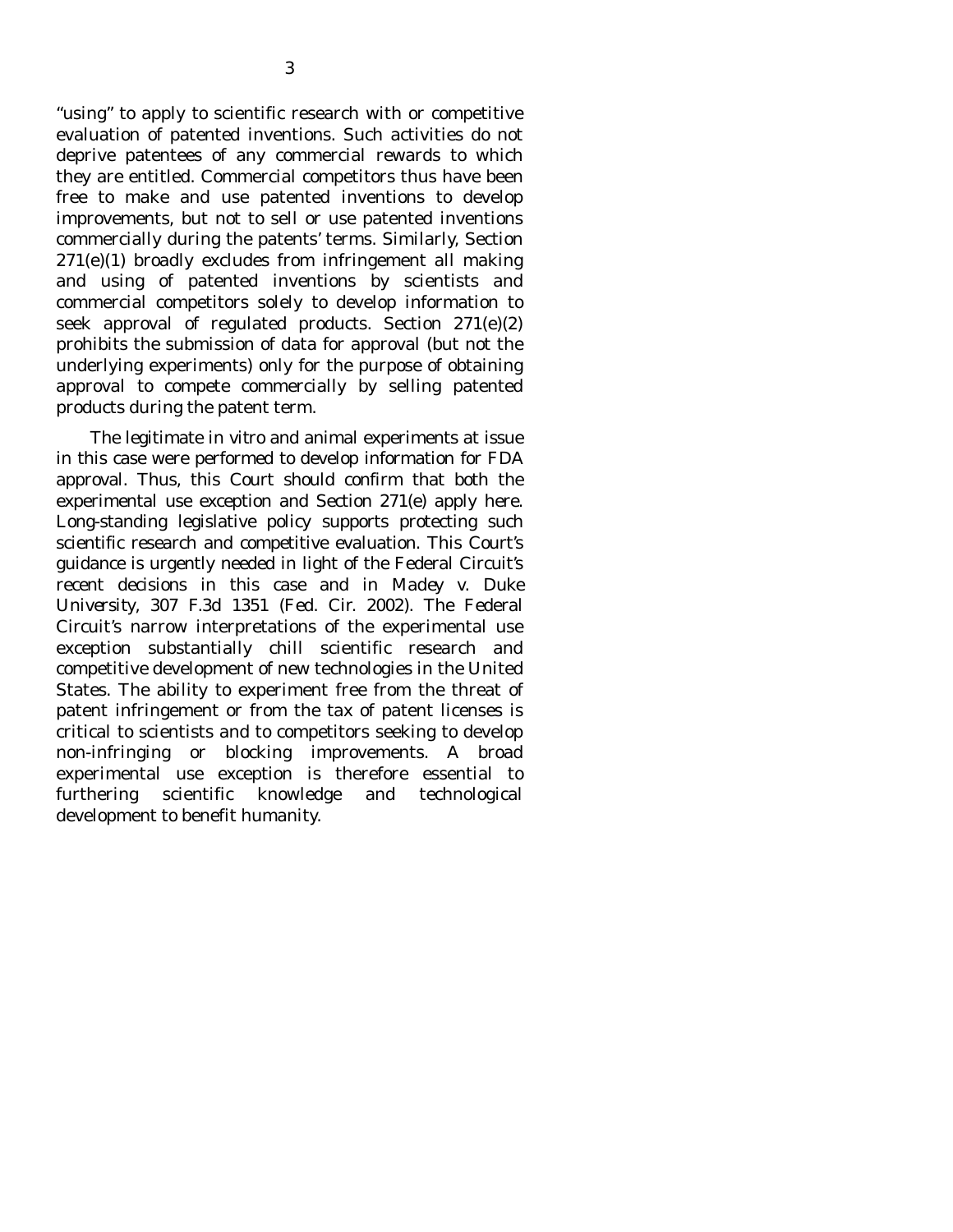"using" to apply to scientific research with or competitive evaluation of patented inventions. Such activities do not deprive patentees of any commercial rewards to which they are entitled. Commercial competitors thus have been free to make and use patented inventions to develop improvements, but not to sell or use patented inventions commercially during the patents' terms. Similarly, Section 271(e)(1) broadly excludes from infringement all making and using of patented inventions by scientists and commercial competitors solely to develop information to seek approval of regulated products. Section 271(e)(2) prohibits the submission of data for approval (but not the underlying experiments) only for the purpose of obtaining approval to compete commercially by selling patented products during the patent term.

The legitimate in vitro and animal experiments at issue in this case were performed to develop information for FDA approval. Thus, this Court should confirm that both the experimental use exception and Section 271(e) apply here. Long-standing legislative policy supports protecting such scientific research and competitive evaluation. This Court's guidance is urgently needed in light of the Federal Circuit's recent decisions in this case and in *Madey v. Duke University*, 307 F.3d 1351 (Fed. Cir. 2002). The Federal Circuit's narrow interpretations of the experimental use exception substantially chill scientific research and competitive development of new technologies in the United States. The ability to experiment free from the threat of patent infringement or from the tax of patent licenses is critical to scientists and to competitors seeking to develop non-infringing or blocking improvements. A broad experimental use exception is therefore essential to furthering scientific knowledge and technological development to benefit humanity.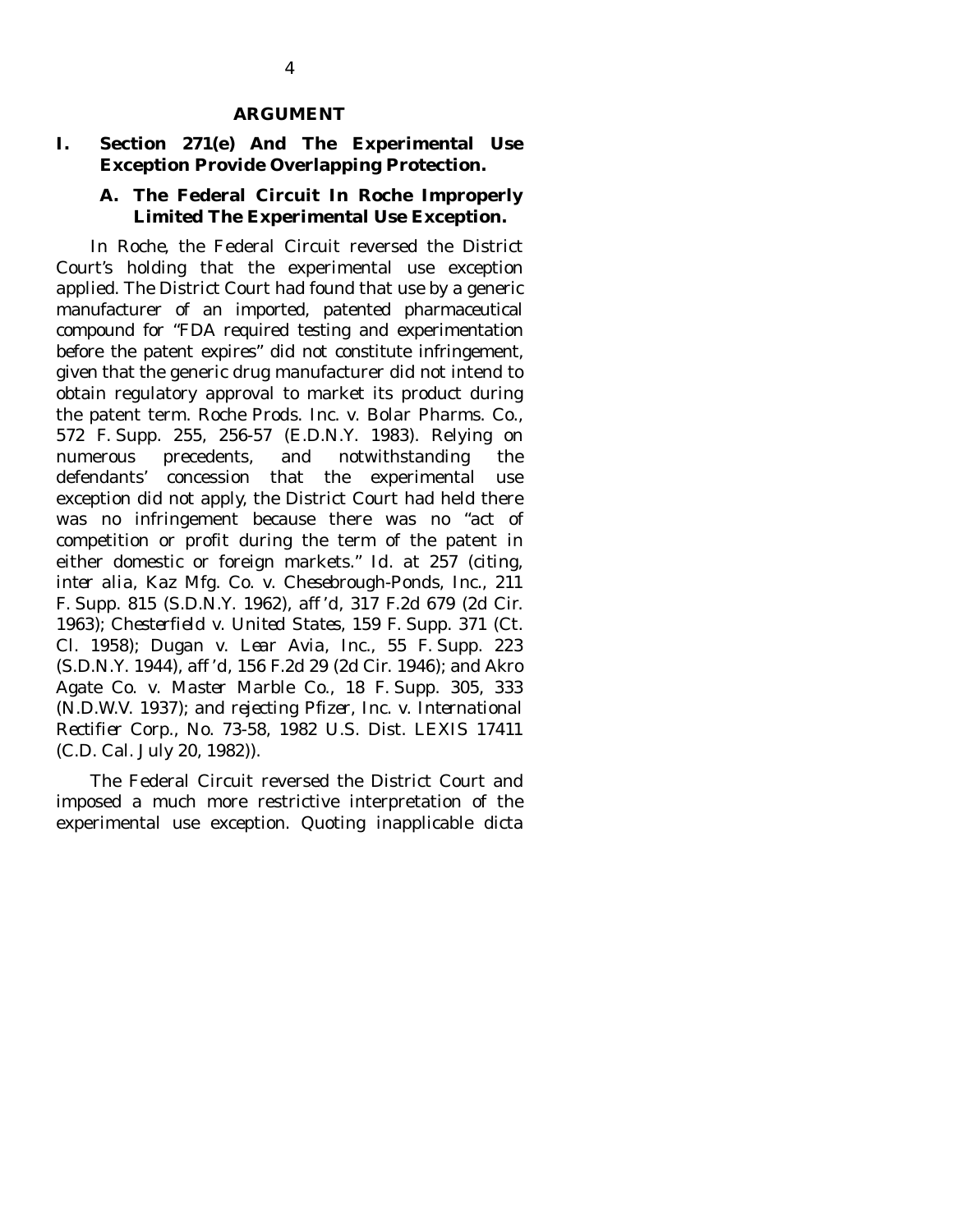## ARGUMENT

### I. Section 271(e) And The Experimental Use Exception Provide Overlapping Protection.

#### A. The Federal Circuit In Roche Improperly Limited The Experimental Use Exception.

In *Roche*, the Federal Circuit reversed the District Court's holding that the experimental use exception applied. The District Court had found that use by a generic manufacturer of an imported, patented pharmaceutical compound for "FDA required testing and experimentation before the patent expires" did not constitute infringement, given that the generic drug manufacturer did not intend to obtain regulatory approval to market its product during the patent term. *Roche Prods. Inc. v. Bolar Pharms. Co.*, 572 F. Supp. 255, 256-57 (E.D.N.Y. 1983). Relying on numerous precedents, and notwithstanding the defendants' concession that the experimental use exception did not apply, the District Court had held there was no infringement because there was no "act of competition or profit during the term of the patent in either domestic or foreign markets." *Id.* at 257 (citing, *inter alia*, *Kaz Mfg. Co. v. Chesebrough-Ponds, Inc.*, 211 F. Supp. 815 (S.D.N.Y. 1962), *aff'd*, 317 F.2d 679 (2d Cir. 1963); *Chesterfield v. United States*, 159 F. Supp. 371 (Ct. Cl. 1958); *Dugan v. Lear Avia, Inc.*, 55 F. Supp. 223 (S.D.N.Y. 1944), *aff'd*, 156 F.2d 29 (2d Cir. 1946); and *Akro Agate Co. v. Master Marble Co.*, 18 F. Supp. 305, 333 (N.D.W.V. 1937); and *rejecting Pfizer, Inc. v. International Rectifier Corp.*, No. 73-58, 1982 U.S. Dist. LEXIS 17411 (C.D. Cal. July 20, 1982)).

The Federal Circuit reversed the District Court and imposed a much more restrictive interpretation of the experimental use exception. Quoting inapplicable dicta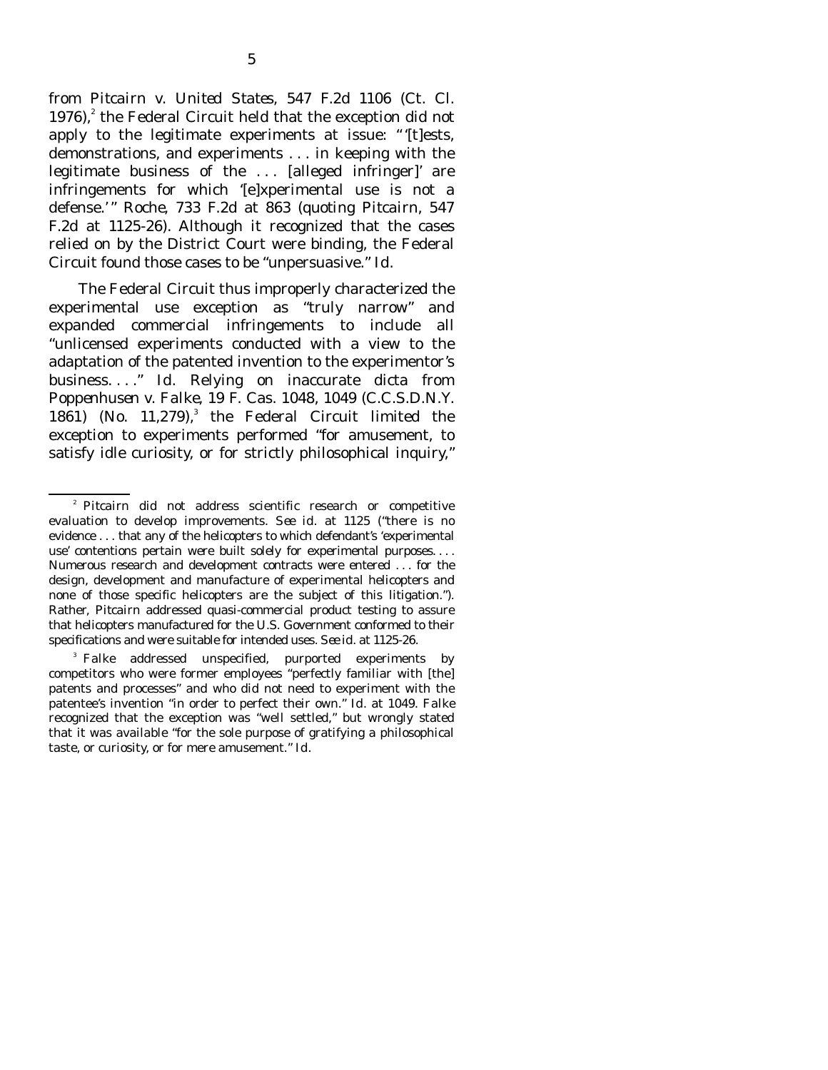from *Pitcairn v. United States*, 547 F.2d 1106 (Ct. Cl. 1976),[2] the Federal Circuit held that the exception did not apply to the legitimate experiments at issue: "'[t]ests, demonstrations, and experiments . . . in keeping with the legitimate business of the . . . [alleged infringer]' are infringements for which '[e]xperimental use is not a defense.'" *Roche*, 733 F.2d at 863 (quoting *Pitcairn*, 547 F.2d at 1125-26). Although it recognized that the cases relied on by the District Court were binding, the Federal Circuit found those cases to be "unpersuasive." *Id.*

The Federal Circuit thus improperly characterized the experimental use exception as "truly narrow" and expanded commercial infringements to include all "unlicensed experiments conducted with a view to the adaptation of the patented invention to the experimentor's business. . . ." *Id.* Relying on inaccurate dicta from *Poppenhusen v. Falke*, 19 F. Cas. 1048, 1049 (C.C.S.D.N.Y. 1861) (No. 11,279),[3] the Federal Circuit limited the exception to experiments performed "for amusement, to satisfy idle curiosity, or for strictly philosophical inquiry,"

---

[2] *Pitcairn* did not address scientific research or competitive evaluation to develop improvements. *See id.* at 1125 ("there is no evidence . . . that any of the helicopters to which defendant's 'experimental use' contentions pertain were built solely for experimental purposes. . . . Numerous research and development contracts were entered . . . for the design, development and manufacture of experimental helicopters and none of those specific helicopters are the subject of this litigation."). Rather, *Pitcairn* addressed quasi-commercial product testing to assure that helicopters manufactured for the U.S. Government conformed to their specifications and were suitable for intended uses. *See id.* at 1125-26.

[3] *Falke* addressed unspecified, purported experiments by competitors who were former employees "perfectly familiar with [the] patents and processes" and who did not need to experiment with the patentee's invention "in order to perfect their own." *Id.* at 1049. *Falke* recognized that the exception was "well settled," but wrongly stated that it was available "for the sole purpose of gratifying a philosophical taste, or curiosity, or for mere amusement." *Id.*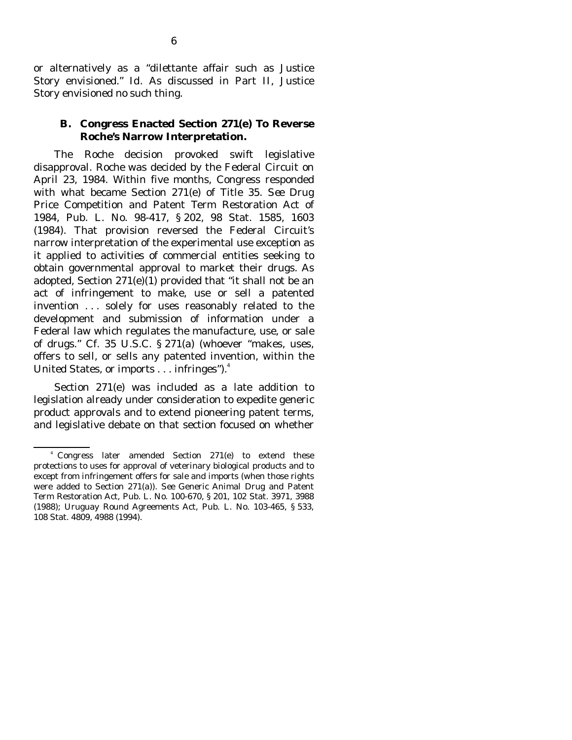or alternatively as a "dilettante affair such as Justice Story envisioned." *Id.* As discussed in Part II, Justice Story envisioned no such thing.

### B. Congress Enacted Section 271(e) To Reverse *Roche's* Narrow Interpretation.

The *Roche* decision provoked swift legislative disapproval. *Roche* was decided by the Federal Circuit on April 23, 1984. Within five months, Congress responded with what became Section 271(e) of Title 35. *See* Drug Price Competition and Patent Term Restoration Act of 1984, Pub. L. No. 98-417, § 202, 98 Stat. 1585, 1603 (1984). That provision reversed the Federal Circuit's narrow interpretation of the experimental use exception as it applied to activities of commercial entities seeking to obtain governmental approval to market their drugs. As adopted, Section 271(e)(1) provided that "it shall not be an act of infringement to make, use or sell a patented invention . . . solely for uses reasonably related to the development and submission of information under a Federal law which regulates the manufacture, use, or sale of drugs." *Cf.* 35 U.S.C. § 271(a) (whoever "makes, uses, offers to sell, or sells any patented invention, within the United States, or imports . . . infringes").[4]

Section 271(e) was included as a late addition to legislation already under consideration to expedite generic product approvals and to extend pioneering patent terms, and legislative debate on that section focused on whether

[4] Congress later amended Section 271(e) to extend these protections to uses for approval of veterinary biological products and to except from infringement offers for sale and imports (when those rights were added to Section 271(a)). *See* Generic Animal Drug and Patent Term Restoration Act, Pub. L. No. 100-670, § 201, 102 Stat. 3971, 3988 (1988); Uruguay Round Agreements Act, Pub. L. No. 103-465, § 533, 108 Stat. 4809, 4988 (1994).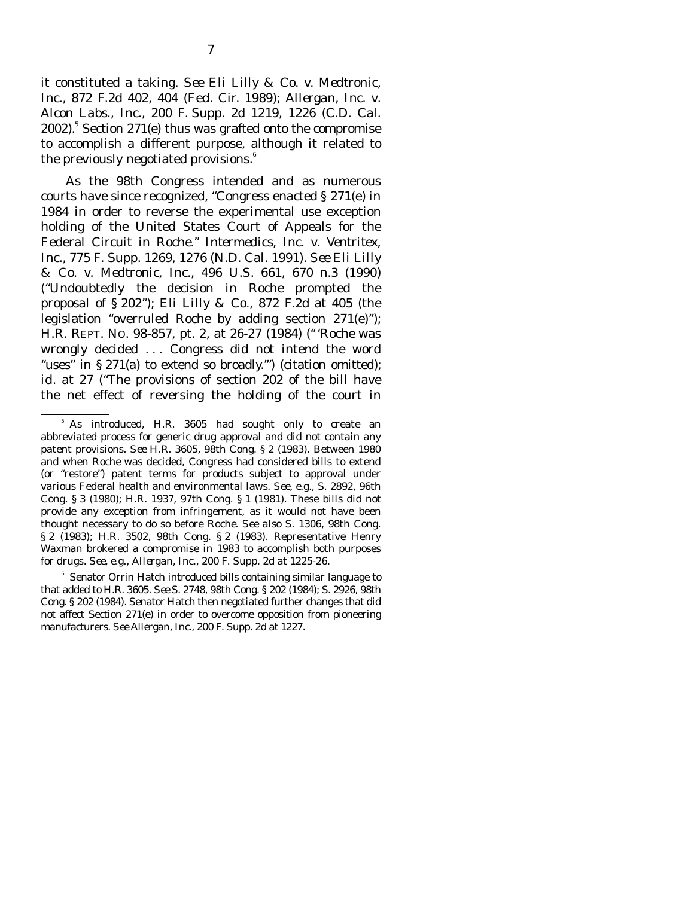it constituted a taking. *See Eli Lilly & Co. v. Medtronic, Inc.*, 872 F.2d 402, 404 (Fed. Cir. 1989); *Allergan, Inc. v. Alcon Labs., Inc.*, 200 F. Supp. 2d 1219, 1226 (C.D. Cal. 2002).[5] Section 271(e) thus was grafted onto the compromise to accomplish a different purpose, although it related to the previously negotiated provisions.[6]

As the 98th Congress intended and as numerous courts have since recognized, "Congress enacted § 271(e) in 1984 in order to reverse the experimental use exception holding of the United States Court of Appeals for the Federal Circuit in *Roche*." *Intermedics, Inc. v. Ventritex, Inc.*, 775 F. Supp. 1269, 1276 (N.D. Cal. 1991). *See Eli Lilly & Co. v. Medtronic, Inc.*, 496 U.S. 661, 670 n.3 (1990) ("Undoubtedly the decision in *Roche* prompted the proposal of § 202"); *Eli Lilly & Co.*, 872 F.2d at 405 (the legislation "overruled *Roche* by adding section 271(e)"); H.R. REPT. NO. 98-857, pt. 2, at 26-27 (1984) ("'*Roche* was wrongly decided . . . Congress did not intend the word "uses" in § 271(a) to extend so broadly.'") (citation omitted); *id.* at 27 ("The provisions of section 202 of the bill have the net effect of reversing the holding of the court in

---

[5] As introduced, H.R. 3605 had sought only to create an abbreviated process for generic drug approval and did not contain any patent provisions. *See* H.R. 3605, 98th Cong. § 2 (1983). Between 1980 and when *Roche* was decided, Congress had considered bills to extend (or "restore") patent terms for products subject to approval under various Federal health and environmental laws. *See, e.g.*, S. 2892, 96th Cong. § 3 (1980); H.R. 1937, 97th Cong. § 1 (1981). These bills did not provide any exception from infringement, as it would not have been thought necessary to do so before *Roche*. *See also* S. 1306, 98th Cong. § 2 (1983); H.R. 3502, 98th Cong. § 2 (1983). Representative Henry Waxman brokered a compromise in 1983 to accomplish both purposes for drugs. *See, e.g.*, *Allergan, Inc.*, 200 F. Supp. 2d at 1225-26.

[6] Senator Orrin Hatch introduced bills containing similar language to that added to H.R. 3605. *See* S. 2748, 98th Cong. § 202 (1984); S. 2926, 98th Cong. § 202 (1984). Senator Hatch then negotiated further changes that did not affect Section 271(e) in order to overcome opposition from pioneering manufacturers. *See Allergan, Inc.*, 200 F. Supp. 2d at 1227.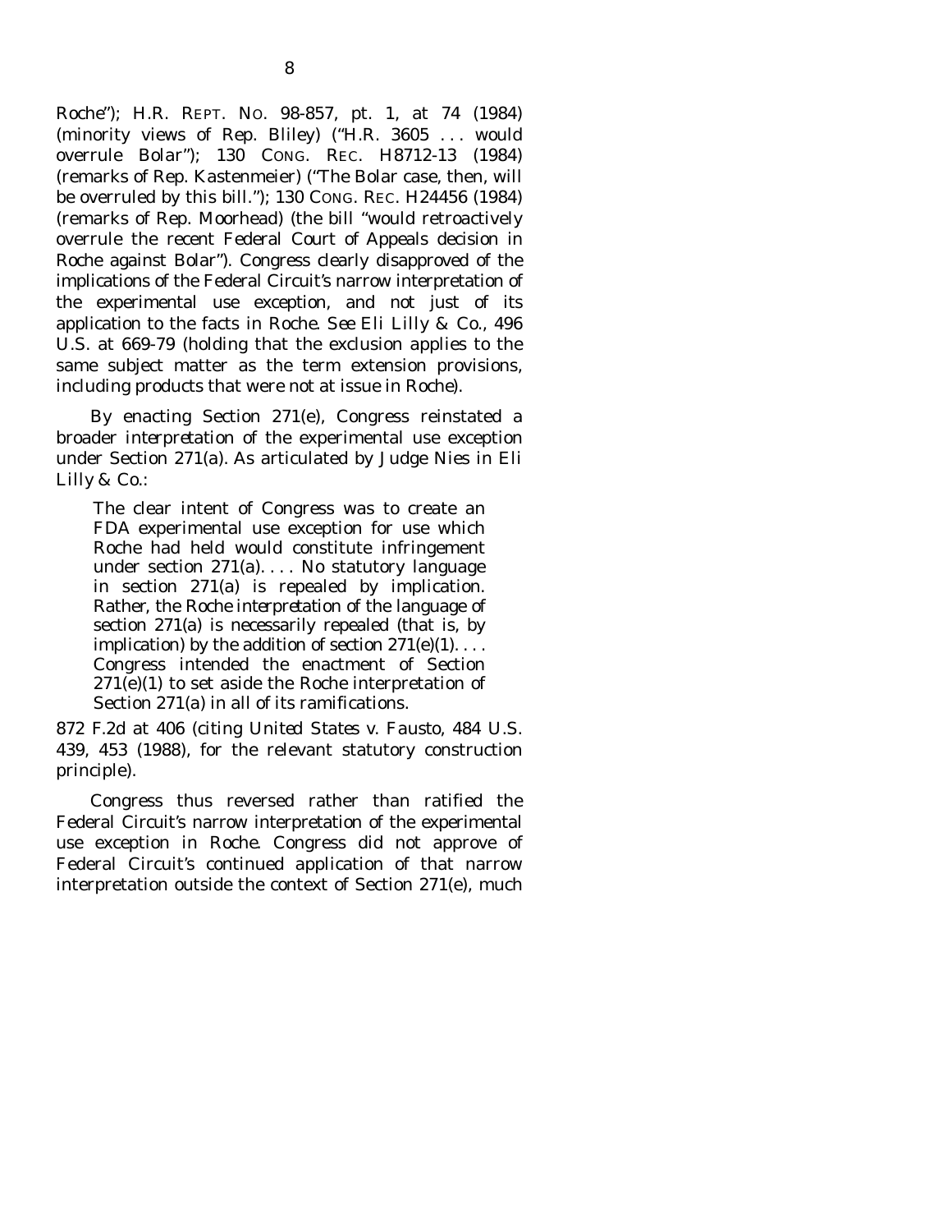Roche"); H.R. REPT. NO. 98-857, pt. 1, at 74 (1984) (minority views of Rep. Bliley) ("H.R. 3605 . . . would overrule Bolar"); 130 CONG. REC. H8712-13 (1984) (remarks of Rep. Kastenmeier) ("The Bolar case, then, will be overruled by this bill."); 130 CONG. REC. H24456 (1984) (remarks of Rep. Moorhead) (the bill "would retroactively overrule the recent Federal Court of Appeals decision in Roche against Bolar"). Congress clearly disapproved of the implications of the Federal Circuit's narrow interpretation of the experimental use exception, and not just of its application to the facts in *Roche*. *See Eli Lilly & Co.*, 496 U.S. at 669-79 (holding that the exclusion applies to the same subject matter as the term extension provisions, including products that were not at issue in *Roche*).

By enacting Section 271(e), Congress reinstated a broader interpretation of the experimental use exception under Section 271(a). As articulated by Judge Nies in *Eli Lilly & Co.*:

> The clear intent of Congress was to create an FDA experimental use exception for use which *Roche* had held would constitute infringement under section 271(a). . . . No statutory language in section 271(a) is repealed by implication. Rather, *the Roche interpretation of the language of section 271(a) is necessarily repealed (that is, by implication) by the addition of section 271(e)(1)*. . . . Congress intended the enactment of Section 271(e)(1) to set aside the *Roche* interpretation of Section 271(a) in all of its ramifications.

872 F.2d at 406 (citing *United States v. Fausto*, 484 U.S. 439, 453 (1988), for the relevant statutory construction principle).

Congress thus reversed rather than ratified the Federal Circuit's narrow interpretation of the experimental use exception in *Roche*. Congress did not approve of Federal Circuit's continued application of that narrow interpretation outside the context of Section 271(e), much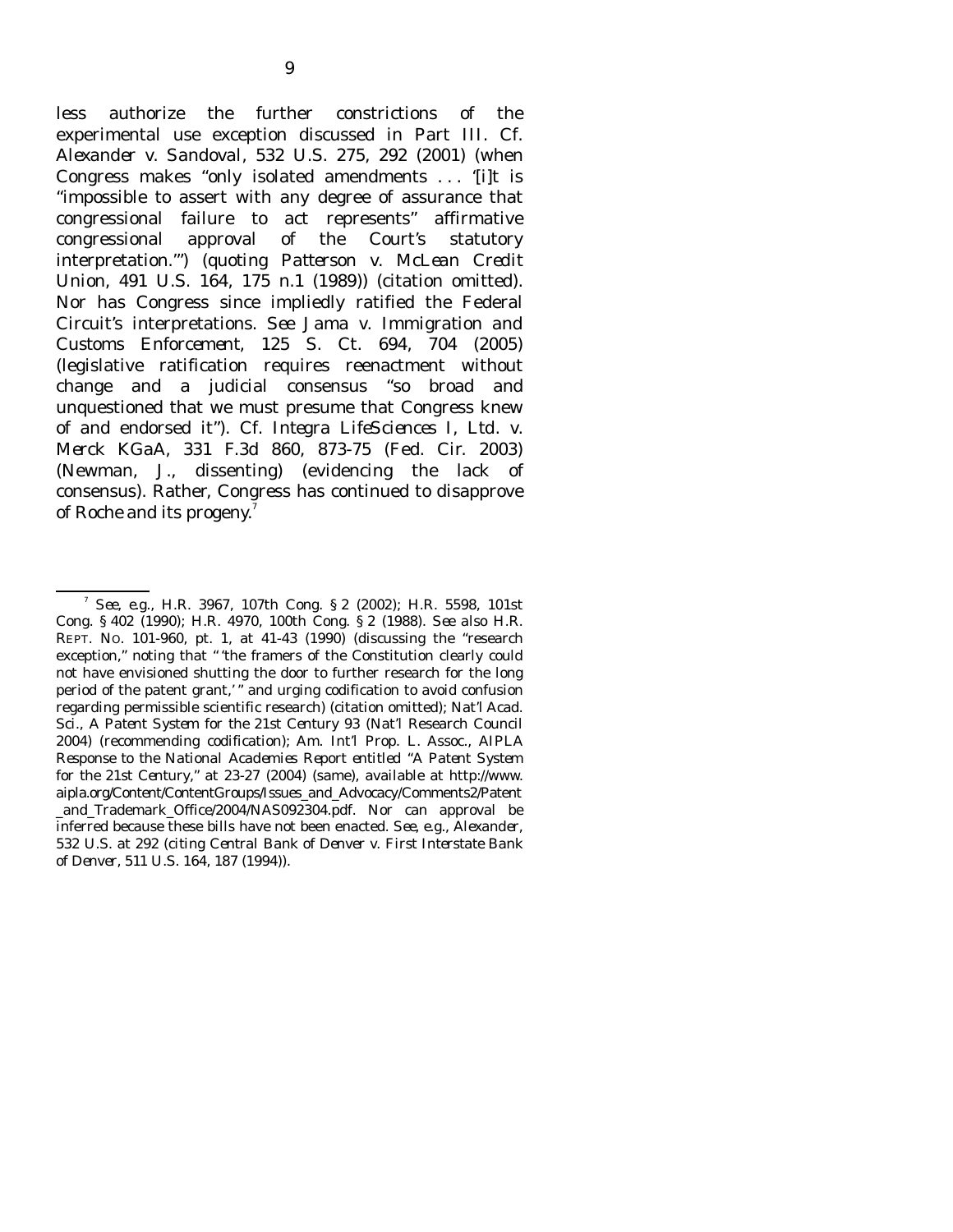less authorize the further constrictions of the experimental use exception discussed in Part III. *Cf. Alexander v. Sandoval*, 532 U.S. 275, 292 (2001) (when Congress makes "only isolated amendments . . . '[i]t is "impossible to assert with any degree of assurance that congressional failure to act represents" affirmative congressional approval of the Court's statutory interpretation.'") (quoting *Patterson v. McLean Credit Union*, 491 U.S. 164, 175 n.1 (1989)) (citation omitted). Nor has Congress since impliedly ratified the Federal Circuit's interpretations. *See Jama v. Immigration and Customs Enforcement*, 125 S. Ct. 694, 704 (2005) (legislative ratification requires reenactment without change and a judicial consensus "so broad and unquestioned that we must presume that Congress knew of and endorsed it"). *Cf. Integra LifeSciences I, Ltd. v. Merck KGaA*, 331 F.3d 860, 873-75 (Fed. Cir. 2003) (Newman, J., dissenting) (evidencing the lack of consensus). Rather, Congress has continued to disapprove of *Roche* and its progeny.[7]

---

[7] *See, e.g.*, H.R. 3967, 107th Cong. § 2 (2002); H.R. 5598, 101st Cong. § 402 (1990); H.R. 4970, 100th Cong. § 2 (1988). *See also* H.R. REPT. NO. 101-960, pt. 1, at 41-43 (1990) (discussing the "research exception," noting that " 'the framers of the Constitution clearly could not have envisioned shutting the door to further research for the long period of the patent grant,' " and urging codification to avoid confusion regarding permissible scientific research) (citation omitted); Nat'l Acad. Sci., *A Patent System for the 21st Century* 93 (Nat'l Research Council 2004) (recommending codification); Am. Int'l Prop. L. Assoc., *AIPLA Response to the National Academies Report entitled "A Patent System for the 21st Century,"* at 23-27 (2004) (same), *available at* http://www.aipla.org/Content/ContentGroups/Issues_and_Advocacy/Comments2/Patent_and_Trademark_Office/2004/NAS092304.pdf. Nor can approval be inferred because these bills have not been enacted. *See, e.g.*, *Alexander*, 532 U.S. at 292 (citing *Central Bank of Denver v. First Interstate Bank of Denver*, 511 U.S. 164, 187 (1994)).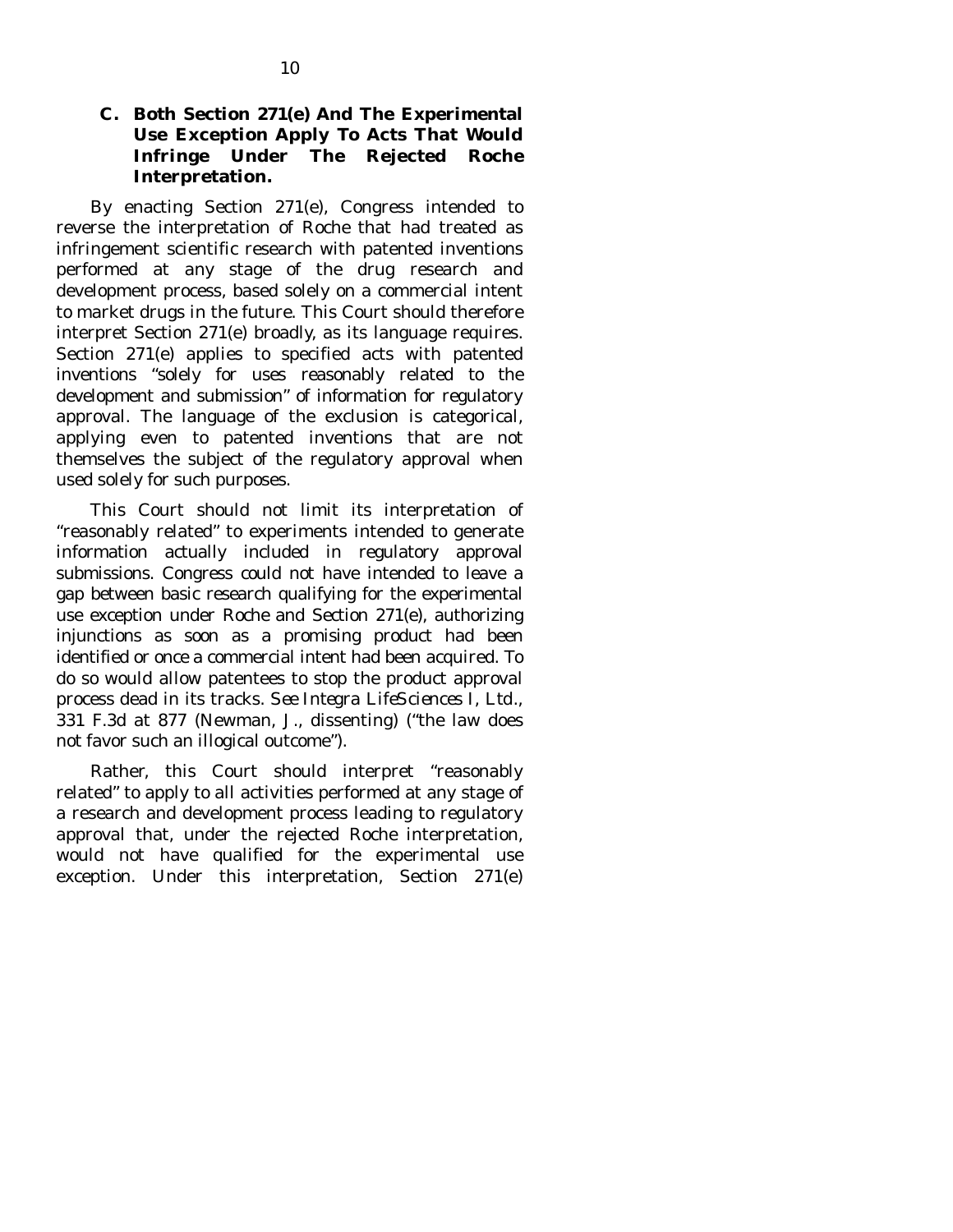### C. Both Section 271(e) And The Experimental Use Exception Apply To Acts That Would Infringe Under The Rejected *Roche* Interpretation.

By enacting Section 271(e), Congress intended to reverse the interpretation of *Roche* that had treated as infringement scientific research with patented inventions performed at any stage of the drug research and development process, based solely on a commercial intent to market drugs in the future. This Court should therefore interpret Section 271(e) broadly, as its language requires. Section 271(e) applies to specified acts with patented inventions "solely for uses reasonably related to the development and submission" of information for regulatory approval. The language of the exclusion is categorical, applying even to patented inventions that are not themselves the subject of the regulatory approval when used solely for such purposes.

This Court should not limit its interpretation of "reasonably related" to experiments intended to generate information actually included in regulatory approval submissions. Congress could not have intended to leave a gap between basic research qualifying for the experimental use exception under *Roche* and Section 271(e), authorizing injunctions as soon as a promising product had been identified or once a commercial intent had been acquired. To do so would allow patentees to stop the product approval process dead in its tracks. *See Integra LifeSciences I, Ltd.*, 331 F.3d at 877 (Newman, J., dissenting) ("the law does not favor such an illogical outcome").

Rather, this Court should interpret "reasonably related" to apply to all activities performed at any stage of a research and development process leading to regulatory approval that, under the rejected *Roche* interpretation, would not have qualified for the experimental use exception. Under this interpretation, Section 271(e)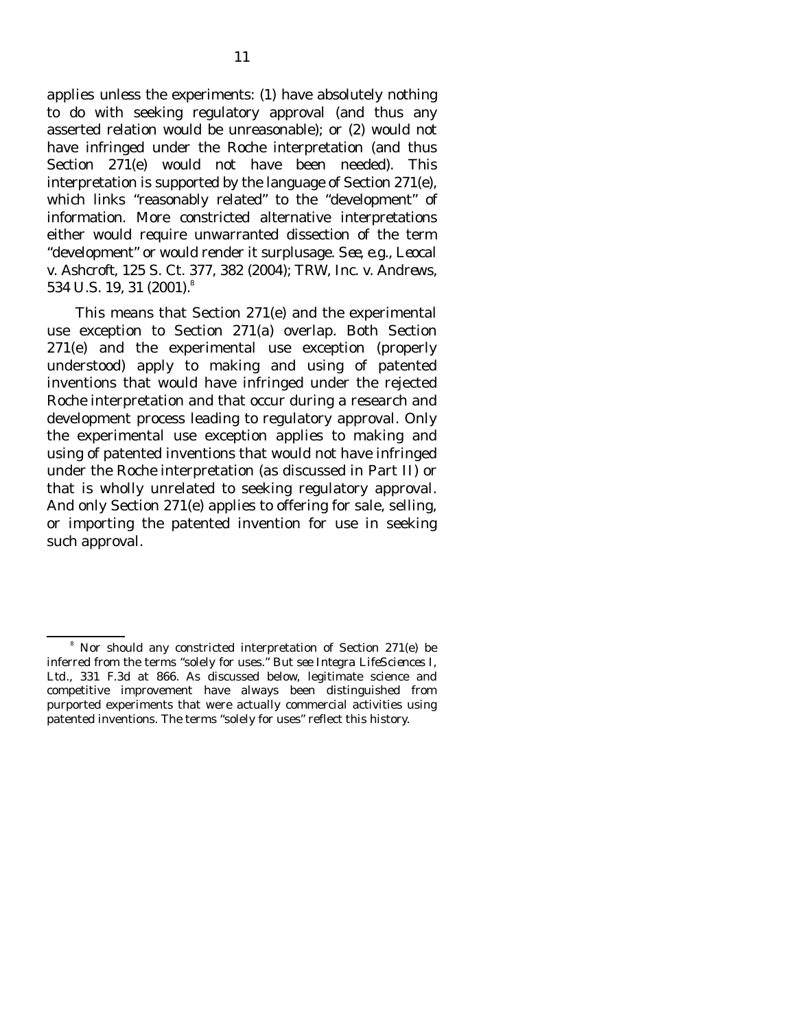applies unless the experiments: (1) have absolutely nothing to do with seeking regulatory approval (and thus any asserted relation would be unreasonable); or (2) would not have infringed under the *Roche* interpretation (and thus Section 271(e) would not have been needed). This interpretation is supported by the language of Section 271(e), which links "reasonably related" to the "development" of information. More constricted alternative interpretations either would require unwarranted dissection of the term "development" or would render it surplusage. *See, e.g.*, *Leocal v. Ashcroft*, 125 S. Ct. 377, 382 (2004); *TRW, Inc. v. Andrews*, 534 U.S. 19, 31 (2001).[8]

This means that Section 271(e) and the experimental use exception to Section 271(a) overlap. Both Section 271(e) and the experimental use exception (properly understood) apply to making and using of patented inventions that would have infringed under the rejected *Roche* interpretation and that occur during a research and development process leading to regulatory approval. Only the experimental use exception applies to making and using of patented inventions that would not have infringed under the *Roche* interpretation (as discussed in Part II) or that is wholly unrelated to seeking regulatory approval. And only Section 271(e) applies to offering for sale, selling, or importing the patented invention for use in seeking such approval.

---

[8] Nor should any constricted interpretation of Section 271(e) be inferred from the terms "solely for uses." *But see Integra LifeSciences I, Ltd.*, 331 F.3d at 866. As discussed below, legitimate science and competitive improvement have always been distinguished from purported experiments that were actually commercial activities using patented inventions. The terms "solely for uses" reflect this history.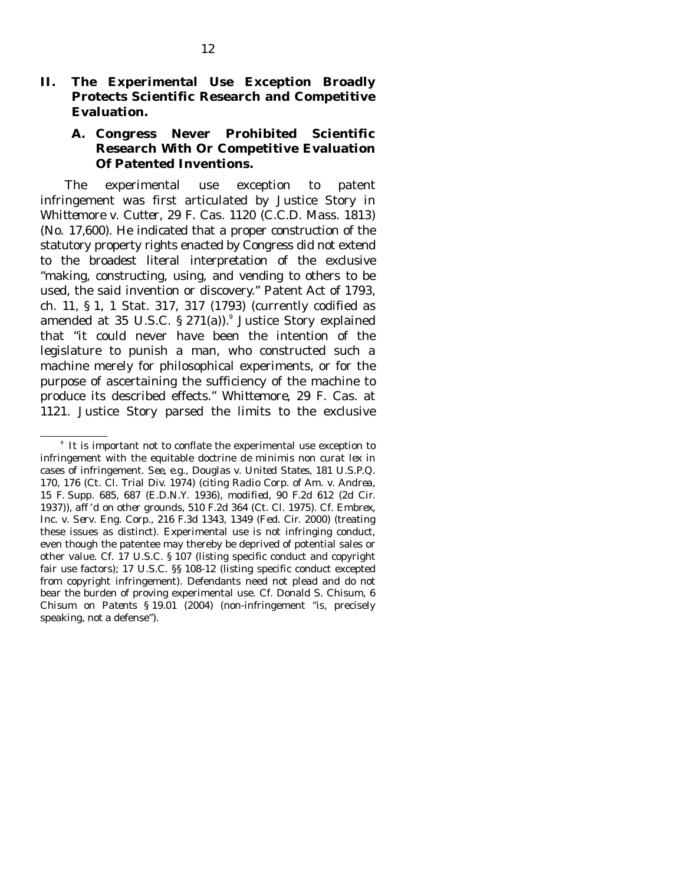## II. The Experimental Use Exception Broadly Protects Scientific Research and Competitive Evaluation.

### A. Congress Never Prohibited Scientific Research With Or Competitive Evaluation Of Patented Inventions.

The experimental use exception to patent infringement was first articulated by Justice Story in *Whittemore v. Cutter*, 29 F. Cas. 1120 (C.C.D. Mass. 1813) (No. 17,600). He indicated that a proper construction of the statutory property rights enacted by Congress did not extend to the broadest literal interpretation of the exclusive "making, constructing, using, and vending to others to be used, the said invention or discovery." Patent Act of 1793, ch. 11, § 1, 1 Stat. 317, 317 (1793) (currently codified as amended at 35 U.S.C. § 271(a)).[9] Justice Story explained that "it could never have been the intention of the legislature to punish a man, who constructed such a machine merely for philosophical experiments, or for the purpose of ascertaining the sufficiency of the machine to produce its described effects." *Whittemore*, 29 F. Cas. at 1121. Justice Story parsed the limits to the exclusive

---

[9] It is important not to conflate the experimental use exception to infringement with the equitable doctrine de minimis non curat lex in cases of infringement. *See, e.g.*, *Douglas v. United States*, 181 U.S.P.Q. 170, 176 (Ct. Cl. Trial Div. 1974) (citing *Radio Corp. of Am. v. Andrea*, 15 F. Supp. 685, 687 (E.D.N.Y. 1936), *modified*, 90 F.2d 612 (2d Cir. 1937)), *aff'd on other grounds*, 510 F.2d 364 (Ct. Cl. 1975). *Cf. Embrex, Inc. v. Serv. Eng. Corp.*, 216 F.3d 1343, 1349 (Fed. Cir. 2000) (treating these issues as distinct). Experimental use is not infringing conduct, even though the patentee may thereby be deprived of potential sales or other value. *Cf.* 17 U.S.C. § 107 (listing specific conduct and copyright fair use factors); 17 U.S.C. §§ 108-12 (listing specific conduct excepted from copyright infringement). Defendants need not plead and do not bear the burden of proving experimental use. *Cf.* Donald S. Chisum, 6 *Chisum on Patents* § 19.01 (2004) (non-infringement "is, precisely speaking, not a defense").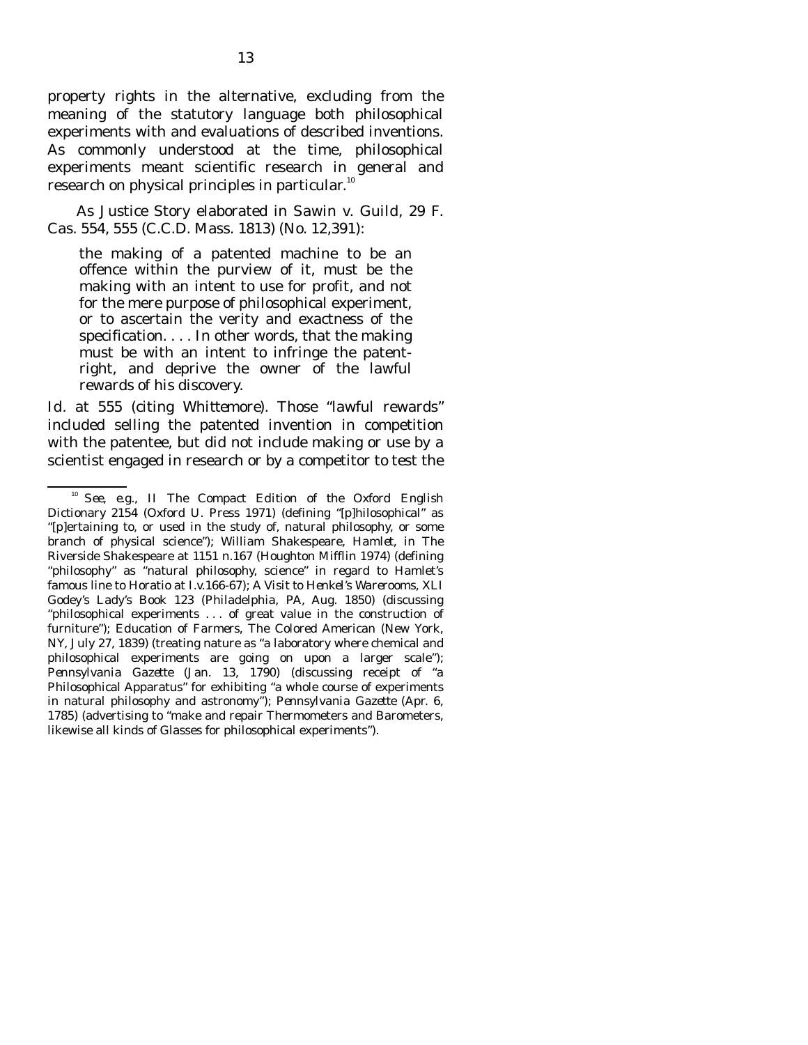property rights in the alternative, excluding from the meaning of the statutory language both philosophical experiments with and evaluations of described inventions. As commonly understood at the time, philosophical experiments meant scientific research in general and research on physical principles in particular.[10]

As Justice Story elaborated in *Sawin v. Guild*, 29 F. Cas. 554, 555 (C.C.D. Mass. 1813) (No. 12,391):

> the making of a patented machine to be an offence within the purview of it, must be the making with an intent to use for profit, and not for the mere purpose of philosophical experiment, or to ascertain the verity and exactness of the specification. . . . In other words, that the making must be with an intent to infringe the patent-right, and deprive the owner of the lawful rewards of his discovery.

*Id.* at 555 (citing *Whittemore*). Those "lawful rewards" included selling the patented invention in competition with the patentee, but did not include making or use by a scientist engaged in research or by a competitor to test the

---

[10] *See, e.g.*, II The Compact Edition of the Oxford English Dictionary 2154 (Oxford U. Press 1971) (defining "[p]hilosophical" as "[p]ertaining to, or used in the study of, natural philosophy, or some branch of physical science"); William Shakespeare, *Hamlet*, in The Riverside Shakespeare at 1151 n.167 (Houghton Mifflin 1974) (defining "philosophy" as "natural philosophy, science" in regard to Hamlet's famous line to Horatio at I.v.166-67); *A Visit to Henkel's Warerooms*, XLI Godey's Lady's Book 123 (Philadelphia, PA, Aug. 1850) (discussing "philosophical experiments . . . of great value in the construction of furniture"); *Education of Farmers*, The Colored American (New York, NY, July 27, 1839) (treating nature as "a laboratory where chemical and philosophical experiments are going on upon a larger scale"); *Pennsylvania Gazette* (Jan. 13, 1790) (discussing receipt of "a Philosophical Apparatus" for exhibiting "a whole course of experiments in natural philosophy and astronomy"); *Pennsylvania Gazette* (Apr. 6, 1785) (advertising to "make and repair Thermometers and Barometers, likewise all kinds of Glasses for philosophical experiments").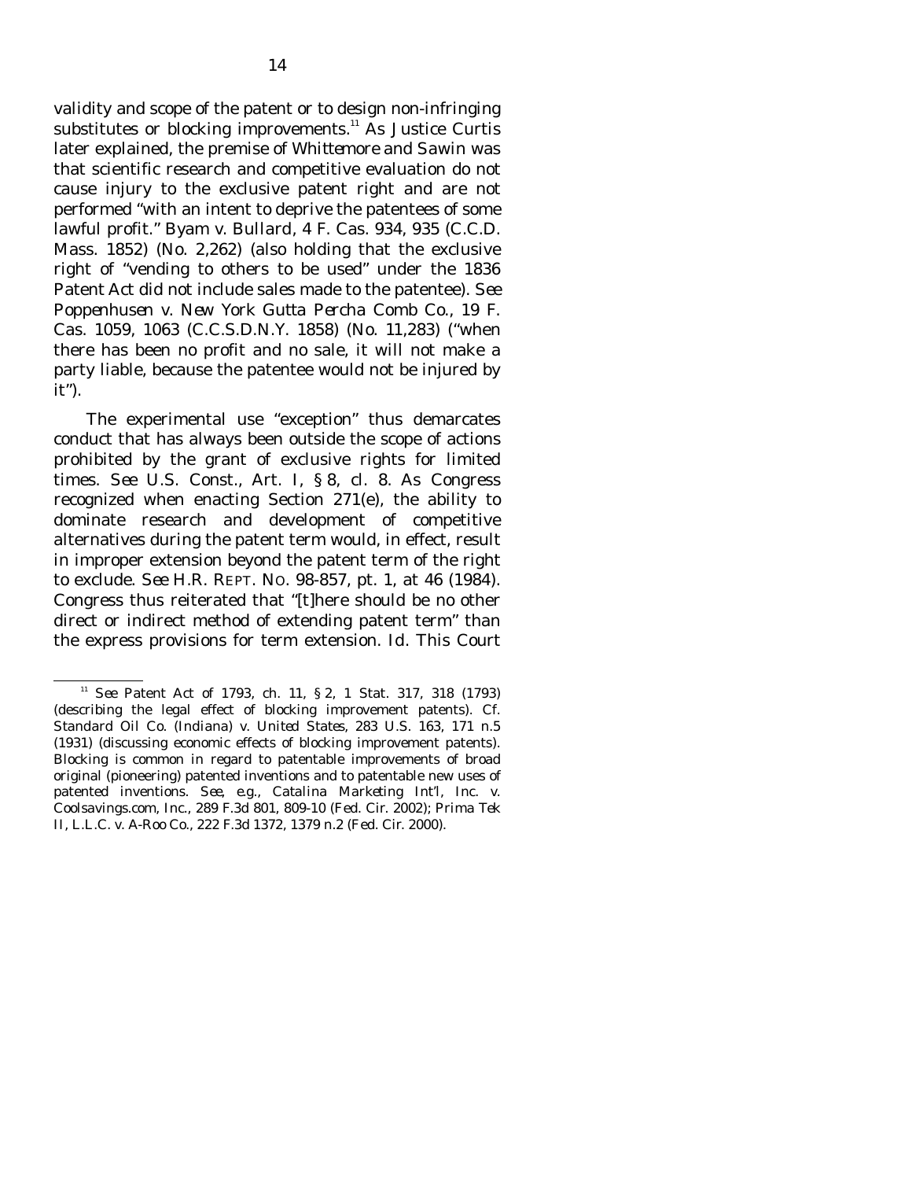validity and scope of the patent or to design non-infringing substitutes or blocking improvements.[11] As Justice Curtis later explained, the premise of *Whittemore* and *Sawin* was that scientific research and competitive evaluation do not cause injury to the exclusive patent right and are not performed "with an intent to deprive the patentees of some lawful profit." *Byam v. Bullard*, 4 F. Cas. 934, 935 (C.C.D. Mass. 1852) (No. 2,262) (also holding that the exclusive right of "vending to others to be used" under the 1836 Patent Act did not include sales made to the patentee). *See Poppenhusen v. New York Gutta Percha Comb Co.*, 19 F. Cas. 1059, 1063 (C.C.S.D.N.Y. 1858) (No. 11,283) ("when there has been no profit and no sale, it will not make a party liable, because the patentee would not be injured by it").

The experimental use "exception" thus demarcates conduct that has always been outside the scope of actions prohibited by the grant of exclusive rights for limited times. *See* U.S. Const., Art. I, § 8, cl. 8. As Congress recognized when enacting Section 271(e), the ability to dominate research and development of competitive alternatives during the patent term would, in effect, result in improper extension beyond the patent term of the right to exclude. *See* H.R. REPT. NO. 98-857, pt. 1, at 46 (1984). Congress thus reiterated that "[t]here should be no other direct or indirect method of extending patent term" than the express provisions for term extension. *Id.* This Court

[11] *See* Patent Act of 1793, ch. 11, § 2, 1 Stat. 317, 318 (1793) (describing the legal effect of blocking improvement patents). *Cf. Standard Oil Co. (Indiana) v. United States*, 283 U.S. 163, 171 n.5 (1931) (discussing economic effects of blocking improvement patents). Blocking is common in regard to patentable improvements of broad original (pioneering) patented inventions and to patentable new uses of patented inventions. *See, e.g., Catalina Marketing Int'l, Inc. v. Coolsavings.com, Inc.*, 289 F.3d 801, 809-10 (Fed. Cir. 2002); *Prima Tek II, L.L.C. v. A-Roo Co.*, 222 F.3d 1372, 1379 n.2 (Fed. Cir. 2000).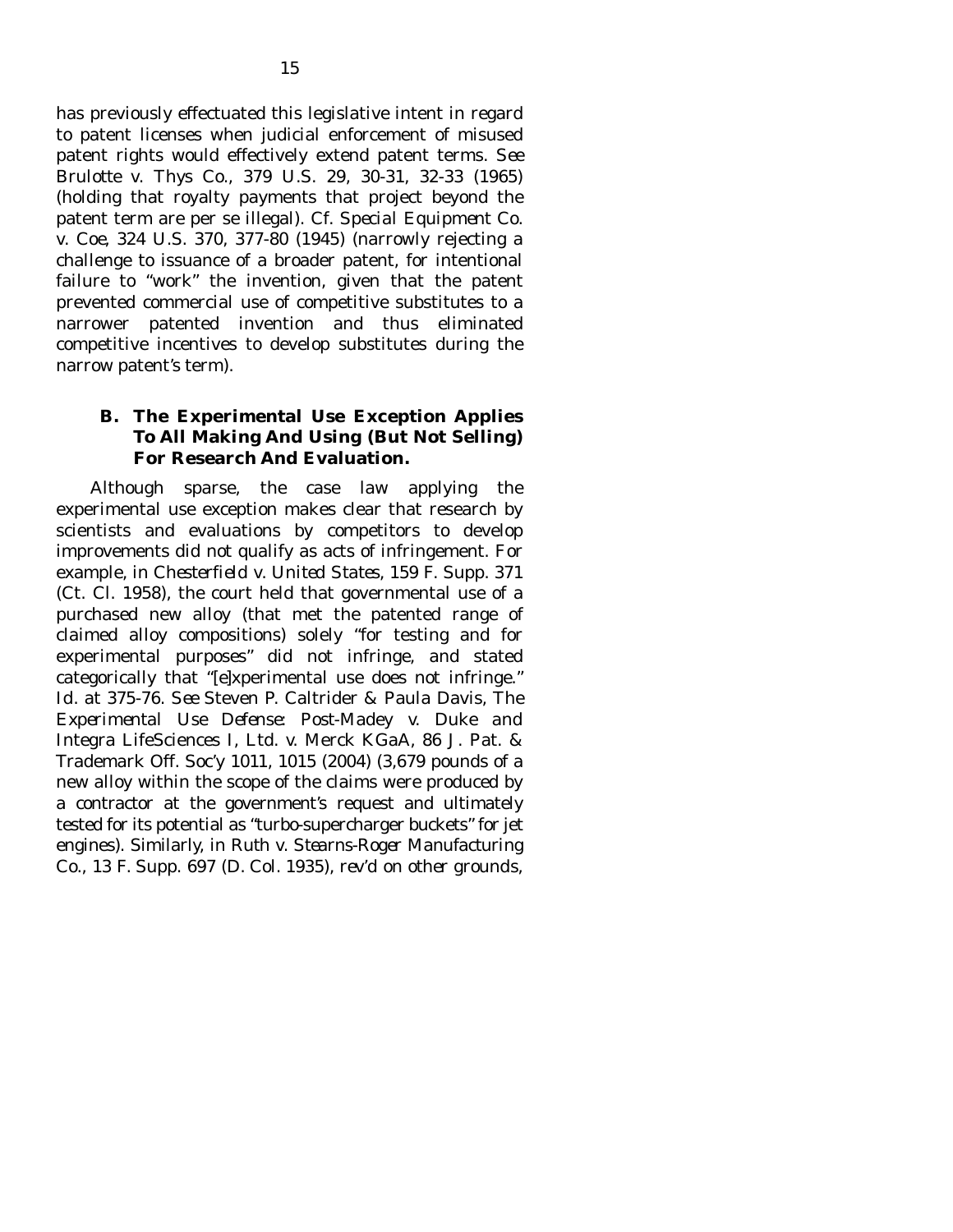has previously effectuated this legislative intent in regard to patent licenses when judicial enforcement of misused patent rights would effectively extend patent terms. *See Brulotte v. Thys Co.*, 379 U.S. 29, 30-31, 32-33 (1965) (holding that royalty payments that project beyond the patent term are per se illegal). *Cf. Special Equipment Co. v. Coe*, 324 U.S. 370, 377-80 (1945) (narrowly rejecting a challenge to issuance of a broader patent, for intentional failure to "work" the invention, given that the patent prevented commercial use of competitive substitutes to a narrower patented invention and thus eliminated competitive incentives to develop substitutes during the narrow patent's term).

### B. The Experimental Use Exception Applies To All Making And Using (But Not Selling) For Research And Evaluation.

Although sparse, the case law applying the experimental use exception makes clear that research by scientists and evaluations by competitors to develop improvements did not qualify as acts of infringement. For example, in *Chesterfield v. United States*, 159 F. Supp. 371 (Ct. Cl. 1958), the court held that governmental use of a purchased new alloy (that met the patented range of claimed alloy compositions) solely "for testing and for experimental purposes" did not infringe, and stated categorically that "[e]xperimental use does not infringe." *Id.* at 375-76. *See* Steven P. Caltrider & Paula Davis, *The Experimental Use Defense: Post-Madey v. Duke and Integra LifeSciences I, Ltd. v. Merck KGaA*, 86 J. Pat. & Trademark Off. Soc'y 1011, 1015 (2004) (3,679 pounds of a new alloy within the scope of the claims were produced by a contractor at the government's request and ultimately tested for its potential as "turbo-supercharger buckets" for jet engines). Similarly, in *Ruth v. Stearns-Roger Manufacturing Co.*, 13 F. Supp. 697 (D. Col. 1935), *rev'd on other grounds*,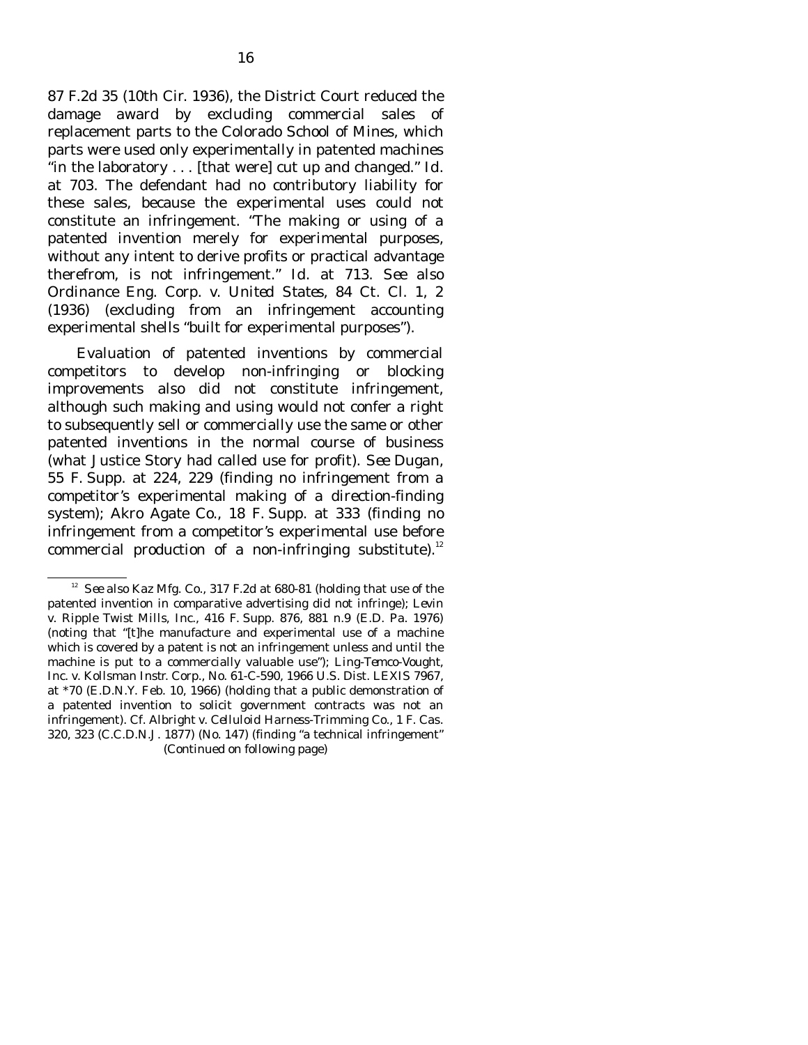87 F.2d 35 (10th Cir. 1936), the District Court reduced the damage award by excluding commercial sales of replacement parts to the Colorado School of Mines, which parts were used only experimentally in patented machines "in the laboratory . . . [that were] cut up and changed." *Id.* at 703. The defendant had no contributory liability for these sales, because the experimental uses could not constitute an infringement. "The making or using of a patented invention merely for experimental purposes, without any intent to derive profits or practical advantage therefrom, is not infringement." *Id.* at 713. *See also Ordinance Eng. Corp. v. United States*, 84 Ct. Cl. 1, 2 (1936) (excluding from an infringement accounting experimental shells "built for experimental purposes").

Evaluation of patented inventions by commercial competitors to develop non-infringing or blocking improvements also did not constitute infringement, although such making and using would not confer a right to subsequently sell or commercially use the same or other patented inventions in the normal course of business (what Justice Story had called use for profit). *See Dugan*, 55 F. Supp. at 224, 229 (finding no infringement from a competitor's experimental making of a direction-finding system); *Akro Agate Co.*, 18 F. Supp. at 333 (finding no infringement from a competitor's experimental use before commercial production of a non-infringing substitute).[12]

---

[12] *See also Kaz Mfg. Co.*, 317 F.2d at 680-81 (holding that use of the patented invention in comparative advertising did not infringe); *Levin v. Ripple Twist Mills, Inc.*, 416 F. Supp. 876, 881 n.9 (E.D. Pa. 1976) (noting that "[t]he manufacture and experimental use of a machine which is covered by a patent is not an infringement unless and until the machine is put to a commercially valuable use"); *Ling-Temco-Vought, Inc. v. Kollsman Instr. Corp.*, No. 61-C-590, 1966 U.S. Dist. LEXIS 7967, at *70 (E.D.N.Y. Feb. 10, 1966) (holding that a public demonstration of a patented invention to solicit government contracts was not an infringement). *Cf. Albright v. Celluloid Harness-Trimming Co.*, 1 F. Cas. 320, 323 (C.C.D.N.J. 1877) (No. 147) (finding "a technical infringement"

(Continued on following page)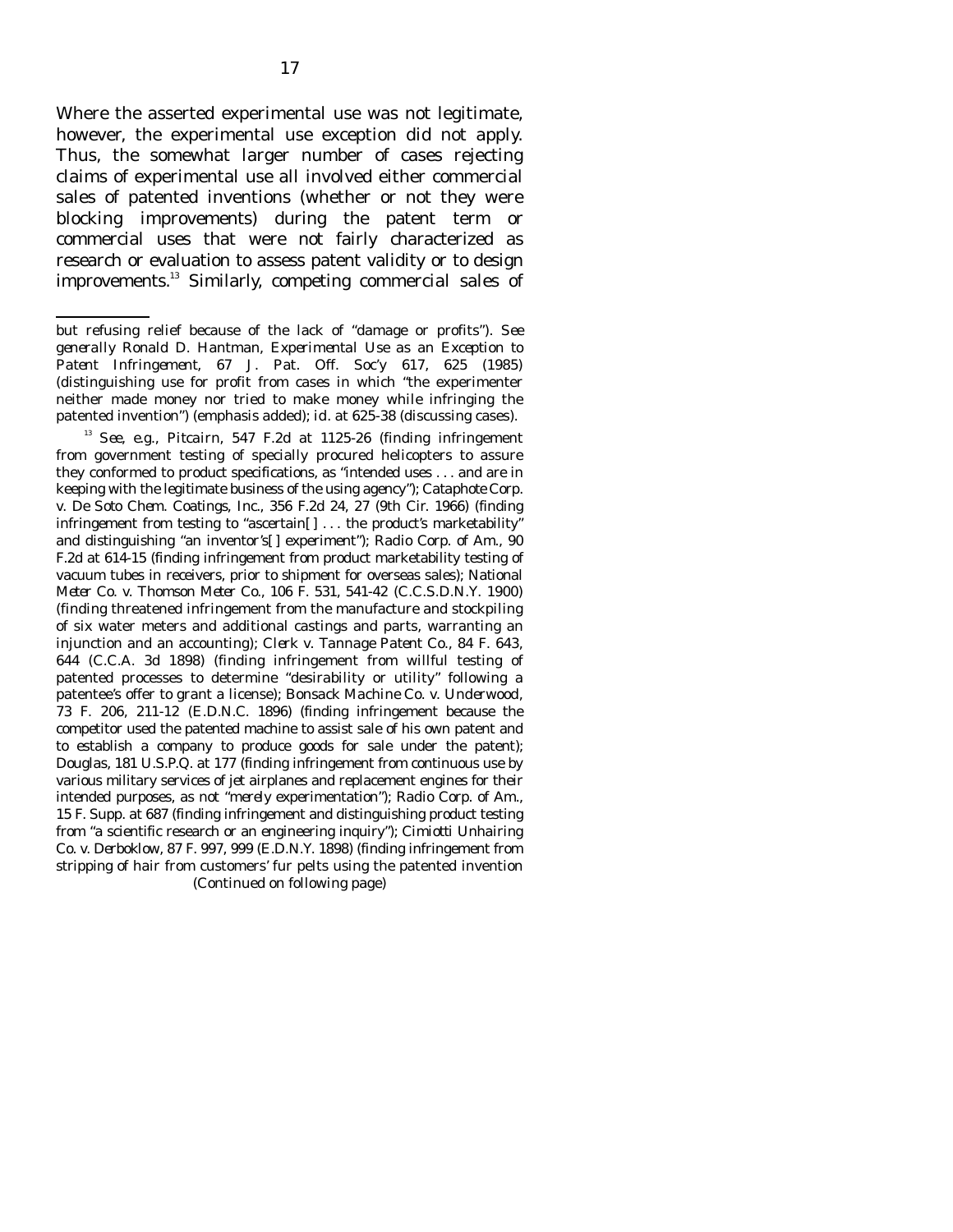Where the asserted experimental use was not legitimate, however, the experimental use exception did not apply. Thus, the somewhat larger number of cases rejecting claims of experimental use all involved either commercial sales of patented inventions (whether or not they were blocking improvements) during the patent term or commercial uses that were not fairly characterized as research or evaluation to assess patent validity or to design improvements.[13] Similarly, competing commercial sales of

---

but refusing relief because of the lack of "damage or profits"). *See generally* Ronald D. Hantman, *Experimental Use as an Exception to Patent Infringement*, 67 J. Pat. Off. Soc'y 617, 625 (1985) (distinguishing use for profit from cases in which "the experimenter neither made money *nor tried to make money* while infringing the patented invention") (emphasis added); *id.* at 625-38 (discussing cases).

[13] *See, e.g.*, *Pitcairn*, 547 F.2d at 1125-26 (finding infringement from government testing of specially procured helicopters to assure they conformed to product specifications, as "intended uses . . . and are in keeping with the legitimate business of the using agency"); *Cataphote Corp. v. De Soto Chem. Coatings, Inc.*, 356 F.2d 24, 27 (9th Cir. 1966) (finding infringement from testing to "ascertain[ ] . . . the product's marketability" and distinguishing "an inventor's[ ] experiment"); *Radio Corp. of Am.*, 90 F.2d at 614-15 (finding infringement from product marketability testing of vacuum tubes in receivers, prior to shipment for overseas sales); *National Meter Co. v. Thomson Meter Co.*, 106 F. 531, 541-42 (C.C.S.D.N.Y. 1900) (finding threatened infringement from the manufacture and stockpiling of six water meters and additional castings and parts, warranting an injunction and an accounting); *Clerk v. Tannage Patent Co.*, 84 F. 643, 644 (C.C.A. 3d 1898) (finding infringement from willful testing of patented processes to determine "desirability or utility" following a patentee's offer to grant a license); *Bonsack Machine Co. v. Underwood*, 73 F. 206, 211-12 (E.D.N.C. 1896) (finding infringement because the competitor used the patented machine to assist sale of his own patent and to establish a company to produce goods for sale under the patent); *Douglas*, 181 U.S.P.Q. at 177 (finding infringement from continuous use by various military services of jet airplanes and replacement engines for their intended purposes, as not "*merely* experimentation"); *Radio Corp. of Am.*, 15 F. Supp. at 687 (finding infringement and distinguishing product testing from "a scientific research or an engineering inquiry"); *Cimiotti Unhairing Co. v. Derboklow*, 87 F. 997, 999 (E.D.N.Y. 1898) (finding infringement from stripping of hair from customers' fur pelts using the patented invention

(Continued on following page)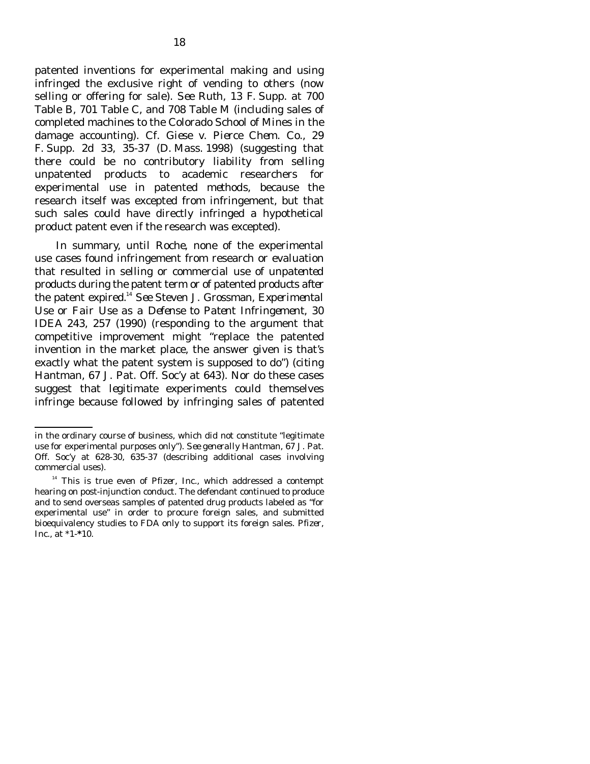patented inventions for experimental making and using infringed the exclusive right of vending to others (now selling or offering for sale). *See Ruth*, 13 F. Supp. at 700 Table B, 701 Table C, and 708 Table M (including sales of completed machines to the Colorado School of Mines in the damage accounting). *Cf. Giese v. Pierce Chem. Co.*, 29 F. Supp. 2d 33, 35-37 (D. Mass. 1998) (suggesting that there could be no contributory liability from selling unpatented products to academic researchers for experimental use in patented methods, because the research itself was excepted from infringement, but that such sales could have directly infringed a hypothetical product patent even if the research was excepted).

In summary, until *Roche*, none of the experimental use cases found infringement from research or evaluation that resulted in selling or commercial use of *unpatented* products during the patent term or of patented products *after* the patent expired.[14] *See* Steven J. Grossman, *Experimental Use or Fair Use as a Defense to Patent Infringement*, 30 IDEA 243, 257 (1990) (responding to the argument that competitive improvement might "replace the patented invention in the market place, the answer given is that's exactly what the patent system is supposed to do") (citing Hantman, 67 J. Pat. Off. Soc'y at 643). Nor do these cases suggest that legitimate experiments could themselves infringe because followed by infringing sales of patented

---

in the ordinary course of business, which did not constitute "legitimate use for experimental purposes only"). *See generally* Hantman, 67 J. Pat. Off. Soc'y at 628-30, 635-37 (describing additional cases involving commercial uses).

[14] This is true even of *Pfizer, Inc.*, which addressed a contempt hearing on post-injunction conduct. The defendant continued to produce and to send overseas samples of patented drug products labeled as "for experimental use" in order to procure foreign sales, and submitted bioequivalency studies to FDA only to support its foreign sales. *Pfizer, Inc.*, at *1-*10.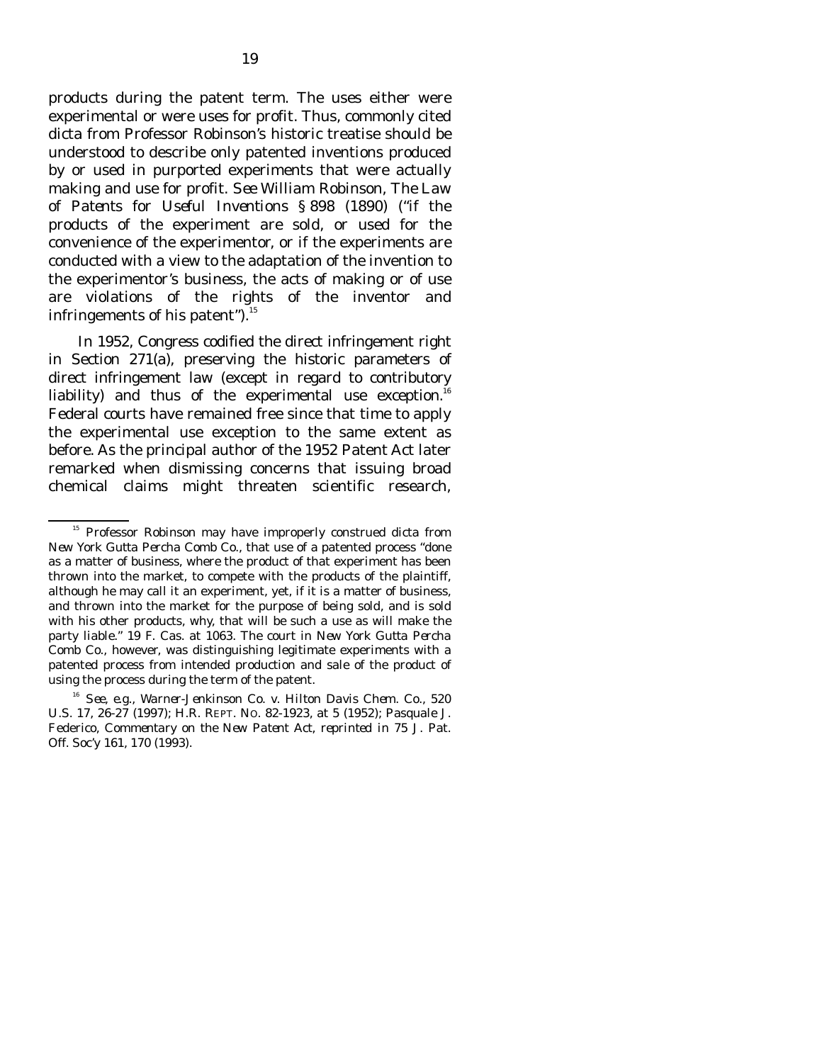products during the patent term. The uses either were experimental or were uses for profit. Thus, commonly cited dicta from Professor Robinson's historic treatise should be understood to describe only patented inventions produced by or used in purported experiments that were actually making and use for profit. *See* William Robinson, *The Law of Patents for Useful Inventions* § 898 (1890) ("if the products of the experiment are sold, or used for the convenience of the experimentor, or if the experiments are conducted with a view to the adaptation of the invention to the experimentor's business, the acts of making or of use are violations of the rights of the inventor and infringements of his patent").[15]

In 1952, Congress codified the direct infringement right in Section 271(a), preserving the historic parameters of direct infringement law (except in regard to contributory liability) and thus of the experimental use exception.[16] Federal courts have remained free since that time to apply the experimental use exception to the same extent as before. As the principal author of the 1952 Patent Act later remarked when dismissing concerns that issuing broad chemical claims might threaten scientific research,

---

[15] Professor Robinson may have improperly construed dicta from *New York Gutta Percha Comb Co.*, that use of a patented process "done as a matter of business, where the product of that experiment has been thrown into the market, to compete with the products of the plaintiff, although he may call it an experiment, yet, if it is a matter of business, and thrown into the market for the purpose of being sold, and is sold with his other products, why, that will be such a use as will make the party liable." 19 F. Cas. at 1063. The court in *New York Gutta Percha Comb Co.*, however, was distinguishing legitimate experiments with a patented process from intended production and sale of the product of using the process during the term of the patent.

[16] *See, e.g.*, *Warner-Jenkinson Co. v. Hilton Davis Chem. Co.*, 520 U.S. 17, 26-27 (1997); H.R. REPT. NO. 82-1923, at 5 (1952); Pasquale J. Federico, *Commentary on the New Patent Act*, *reprinted in* 75 J. Pat. Off. Soc'y 161, 170 (1993).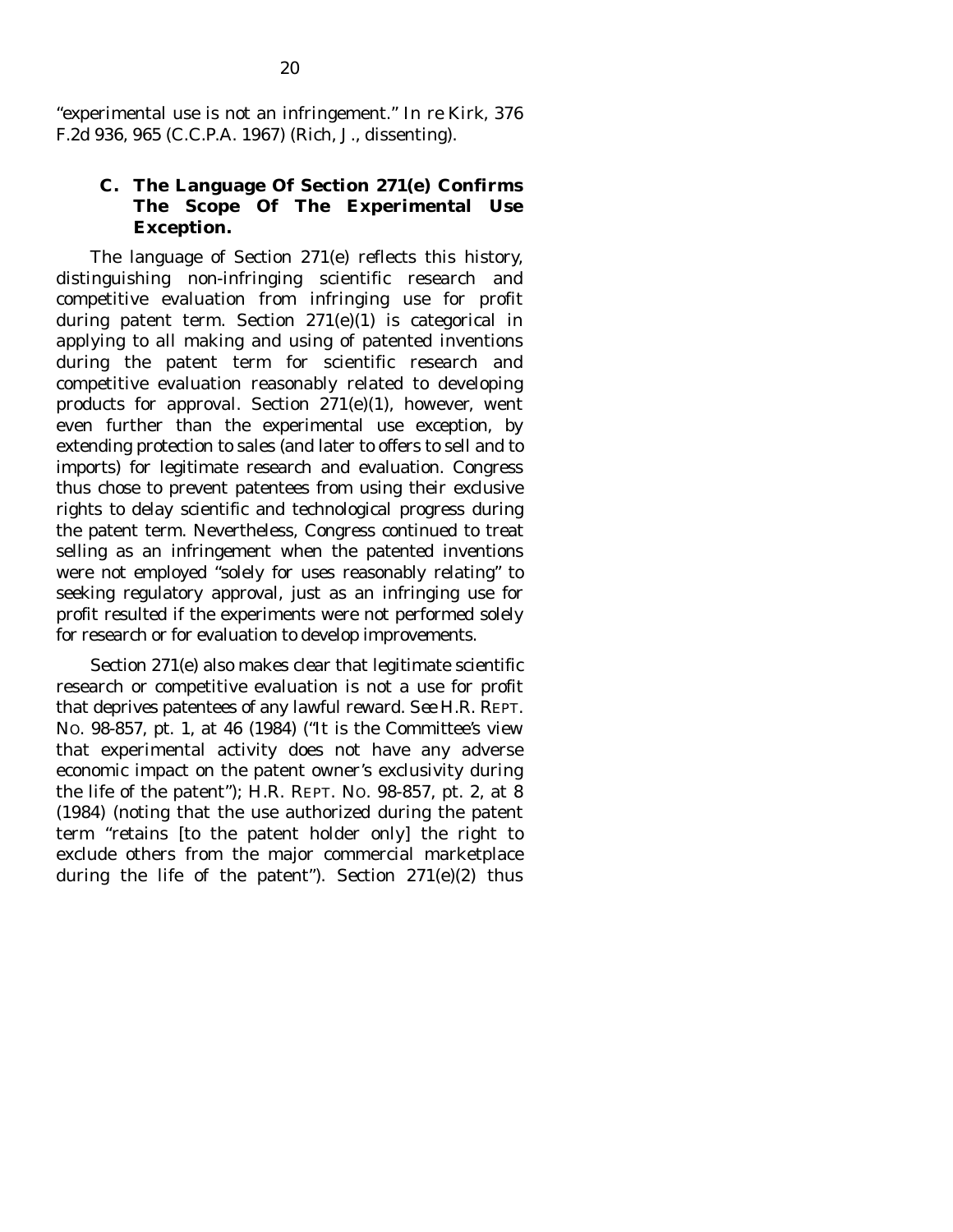"experimental use is not an infringement." *In re Kirk*, 376 F.2d 936, 965 (C.C.P.A. 1967) (Rich, J., dissenting).

### C. The Language Of Section 271(e) Confirms The Scope Of The Experimental Use Exception.

The language of Section 271(e) reflects this history, distinguishing non-infringing scientific research and competitive evaluation from infringing use for profit during patent term. Section 271(e)(1) is categorical in applying to all making and using of patented inventions during the patent term for scientific research and competitive evaluation reasonably related to developing products for approval. Section 271(e)(1), however, went even further than the experimental use exception, by extending protection to sales (and later to offers to sell and to imports) for legitimate research and evaluation. Congress thus chose to prevent patentees from using their exclusive rights to delay scientific and technological progress during the patent term. Nevertheless, Congress continued to treat selling as an infringement when the patented inventions were not employed "solely for uses reasonably relating" to seeking regulatory approval, just as an infringing use for profit resulted if the experiments were not performed solely for research or for evaluation to develop improvements.

Section 271(e) also makes clear that legitimate scientific research or competitive evaluation is not a use for profit that deprives patentees of any lawful reward. *See* H.R. REPT. NO. 98-857, pt. 1, at 46 (1984) ("It is the Committee's view that experimental activity does not have any adverse economic impact on the patent owner's exclusivity during the life of the patent"); H.R. REPT. NO. 98-857, pt. 2, at 8 (1984) (noting that the use authorized during the patent term "retains [to the patent holder only] the right to exclude others from the major commercial marketplace during the life of the patent"). Section 271(e)(2) thus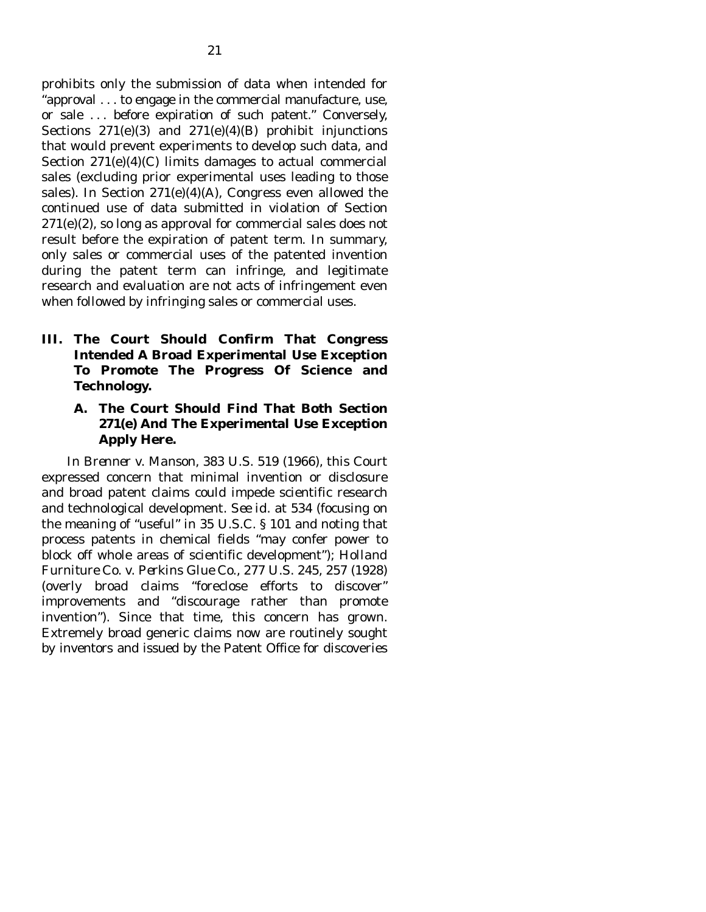prohibits only the submission of data when intended for "approval . . . to engage in the commercial manufacture, use, or sale . . . before expiration of such patent." Conversely, Sections 271(e)(3) and 271(e)(4)(B) prohibit injunctions that would prevent experiments to develop such data, and Section 271(e)(4)(C) limits damages to actual commercial sales (excluding prior experimental uses leading to those sales). In Section 271(e)(4)(A), Congress even allowed the continued use of data submitted in violation of Section 271(e)(2), so long as approval for commercial sales does not result before the expiration of patent term. In summary, only sales or commercial uses of the patented invention during the patent term can infringe, and legitimate research and evaluation are not acts of infringement even when followed by infringing sales or commercial uses.

## III. The Court Should Confirm That Congress Intended A Broad Experimental Use Exception To Promote The Progress Of Science and Technology.

### A. The Court Should Find That Both Section 271(e) And The Experimental Use Exception Apply Here.

In *Brenner v. Manson*, 383 U.S. 519 (1966), this Court expressed concern that minimal invention or disclosure and broad patent claims could impede scientific research and technological development. *See id.* at 534 (focusing on the meaning of "useful" in 35 U.S.C. § 101 and noting that process patents in chemical fields "may confer power to block off whole areas of scientific development"); *Holland Furniture Co. v. Perkins Glue Co.*, 277 U.S. 245, 257 (1928) (overly broad claims "foreclose efforts to discover" improvements and "discourage rather than promote invention"). Since that time, this concern has grown. Extremely broad generic claims now are routinely sought by inventors and issued by the Patent Office for discoveries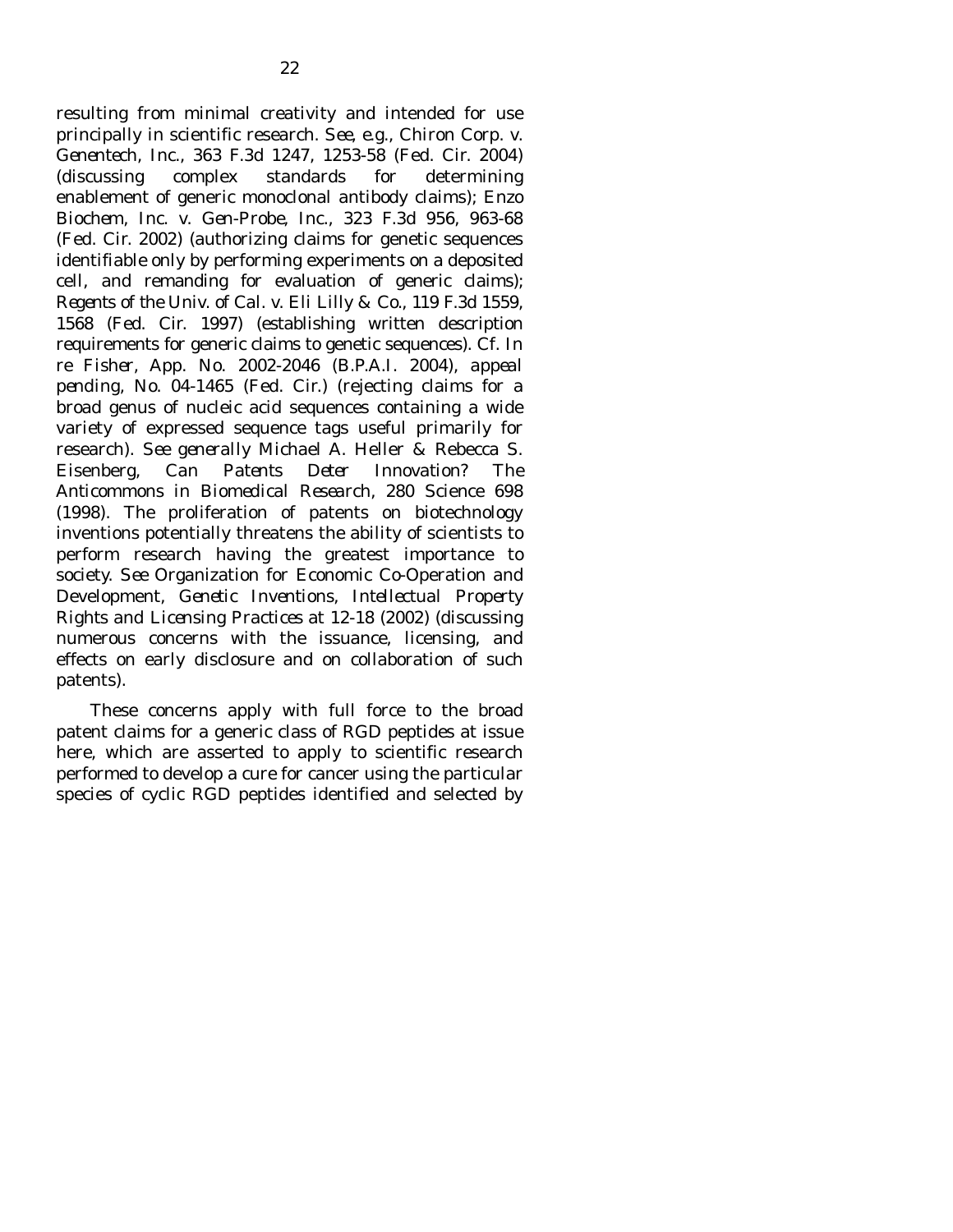resulting from minimal creativity and intended for use principally in scientific research. *See, e.g.*, *Chiron Corp. v. Genentech, Inc.*, 363 F.3d 1247, 1253-58 (Fed. Cir. 2004) (discussing complex standards for determining enablement of generic monoclonal antibody claims); *Enzo Biochem, Inc. v. Gen-Probe, Inc.*, 323 F.3d 956, 963-68 (Fed. Cir. 2002) (authorizing claims for genetic sequences identifiable only by performing experiments on a deposited cell, and remanding for evaluation of generic claims); *Regents of the Univ. of Cal. v. Eli Lilly & Co.*, 119 F.3d 1559, 1568 (Fed. Cir. 1997) (establishing written description requirements for generic claims to genetic sequences). *Cf. In re Fisher*, App. No. 2002-2046 (B.P.A.I. 2004), *appeal pending*, No. 04-1465 (Fed. Cir.) (rejecting claims for a broad genus of nucleic acid sequences containing a wide variety of expressed sequence tags useful primarily for research). *See generally* Michael A. Heller & Rebecca S. Eisenberg, *Can Patents Deter Innovation? The Anticommons in Biomedical Research*, 280 Science 698 (1998). The proliferation of patents on biotechnology inventions potentially threatens the ability of scientists to perform research having the greatest importance to society. *See* Organization for Economic Co-Operation and Development, *Genetic Inventions, Intellectual Property Rights and Licensing Practices* at 12-18 (2002) (discussing numerous concerns with the issuance, licensing, and effects on early disclosure and on collaboration of such patents).

These concerns apply with full force to the broad patent claims for a generic class of RGD peptides at issue here, which are asserted to apply to scientific research performed to develop a cure for cancer using the particular species of cyclic RGD peptides identified and selected by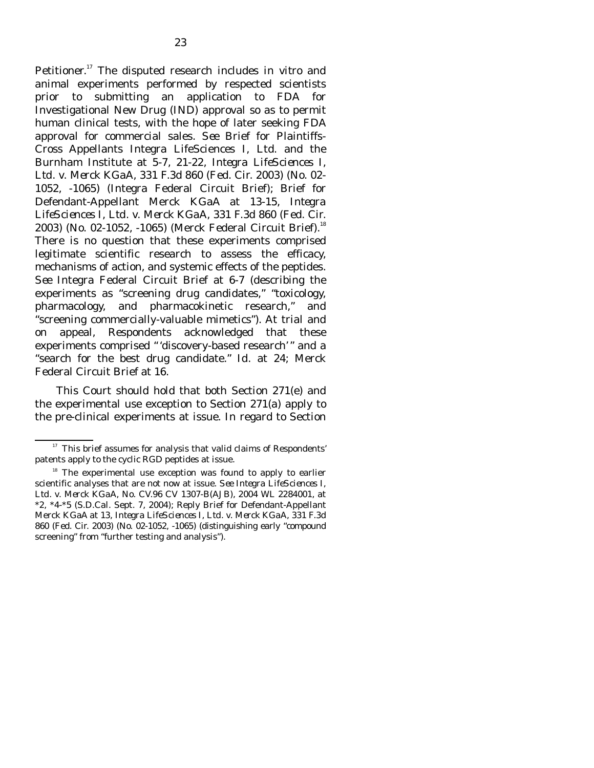Petitioner.[17] The disputed research includes in vitro and animal experiments performed by respected scientists prior to submitting an application to FDA for Investigational New Drug (IND) approval so as to permit human clinical tests, with the hope of later seeking FDA approval for commercial sales. *See* Brief for Plaintiffs-Cross Appellants Integra LifeSciences I, Ltd. and the Burnham Institute at 5-7, 21-22, *Integra LifeSciences I, Ltd. v. Merck KGaA*, 331 F.3d 860 (Fed. Cir. 2003) (No. 02-1052, -1065) (Integra Federal Circuit Brief); Brief for Defendant-Appellant Merck KGaA at 13-15, *Integra LifeSciences I, Ltd. v. Merck KGaA*, 331 F.3d 860 (Fed. Cir. 2003) (No. 02-1052, -1065) (Merck Federal Circuit Brief).[18] There is no question that these experiments comprised legitimate scientific research to assess the efficacy, mechanisms of action, and systemic effects of the peptides. *See* Integra Federal Circuit Brief at 6-7 (describing the experiments as "screening drug candidates," "toxicology, pharmacology, and pharmacokinetic research," and "screening commercially-valuable mimetics"). At trial and on appeal, Respondents acknowledged that these experiments comprised "'discovery-based research'" and a "search for the best drug candidate." *Id.* at 24; Merck Federal Circuit Brief at 16.

This Court should hold that both Section 271(e) and the experimental use exception to Section 271(a) apply to the pre-clinical experiments at issue. In regard to Section

---

[17] This brief assumes for analysis that valid claims of Respondents' patents apply to the cyclic RGD peptides at issue.

[18] The experimental use exception was found to apply to earlier scientific analyses that are not now at issue. *See Integra LifeSciences I, Ltd. v. Merck KGaA*, No. CV.96 CV 1307-B(AJB), 2004 WL 2284001, at *2, *4-*5 (S.D.Cal. Sept. 7, 2004); Reply Brief for Defendant-Appellant Merck KGaA at 13, *Integra LifeSciences I, Ltd. v. Merck KGaA*, 331 F.3d 860 (Fed. Cir. 2003) (No. 02-1052, -1065) (distinguishing early "compound screening" from "further testing and analysis").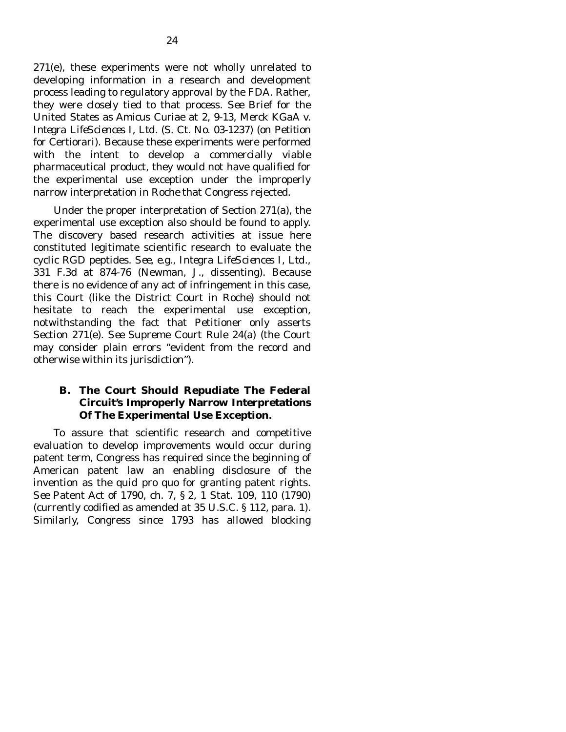271(e), these experiments were not wholly unrelated to developing information in a research and development process leading to regulatory approval by the FDA. Rather, they were closely tied to that process. *See* Brief for the United States as Amicus Curiae at 2, 9-13, *Merck KGaA v. Integra LifeSciences I, Ltd.* (S. Ct. No. 03-1237) (on Petition for Certiorari). Because these experiments were performed with the intent to develop a commercially viable pharmaceutical product, they would not have qualified for the experimental use exception under the improperly narrow interpretation in *Roche* that Congress rejected.

Under the proper interpretation of Section 271(a), the experimental use exception also should be found to apply. The discovery based research activities at issue here constituted legitimate scientific research to evaluate the cyclic RGD peptides. *See, e.g.*, *Integra LifeSciences I, Ltd.*, 331 F.3d at 874-76 (Newman, J., dissenting). Because there is no evidence of any act of infringement in this case, this Court (like the District Court in *Roche*) should not hesitate to reach the experimental use exception, notwithstanding the fact that Petitioner only asserts Section 271(e). *See* Supreme Court Rule 24(a) (the Court may consider plain errors "evident from the record and otherwise within its jurisdiction").

### B. The Court Should Repudiate The Federal Circuit's Improperly Narrow Interpretations Of The Experimental Use Exception.

To assure that scientific research and competitive evaluation to develop improvements would occur during patent term, Congress has required since the beginning of American patent law an enabling disclosure of the invention as the quid pro quo for granting patent rights. *See* Patent Act of 1790, ch. 7, § 2, 1 Stat. 109, 110 (1790) (currently codified as amended at 35 U.S.C. § 112, para. 1). Similarly, Congress since 1793 has allowed blocking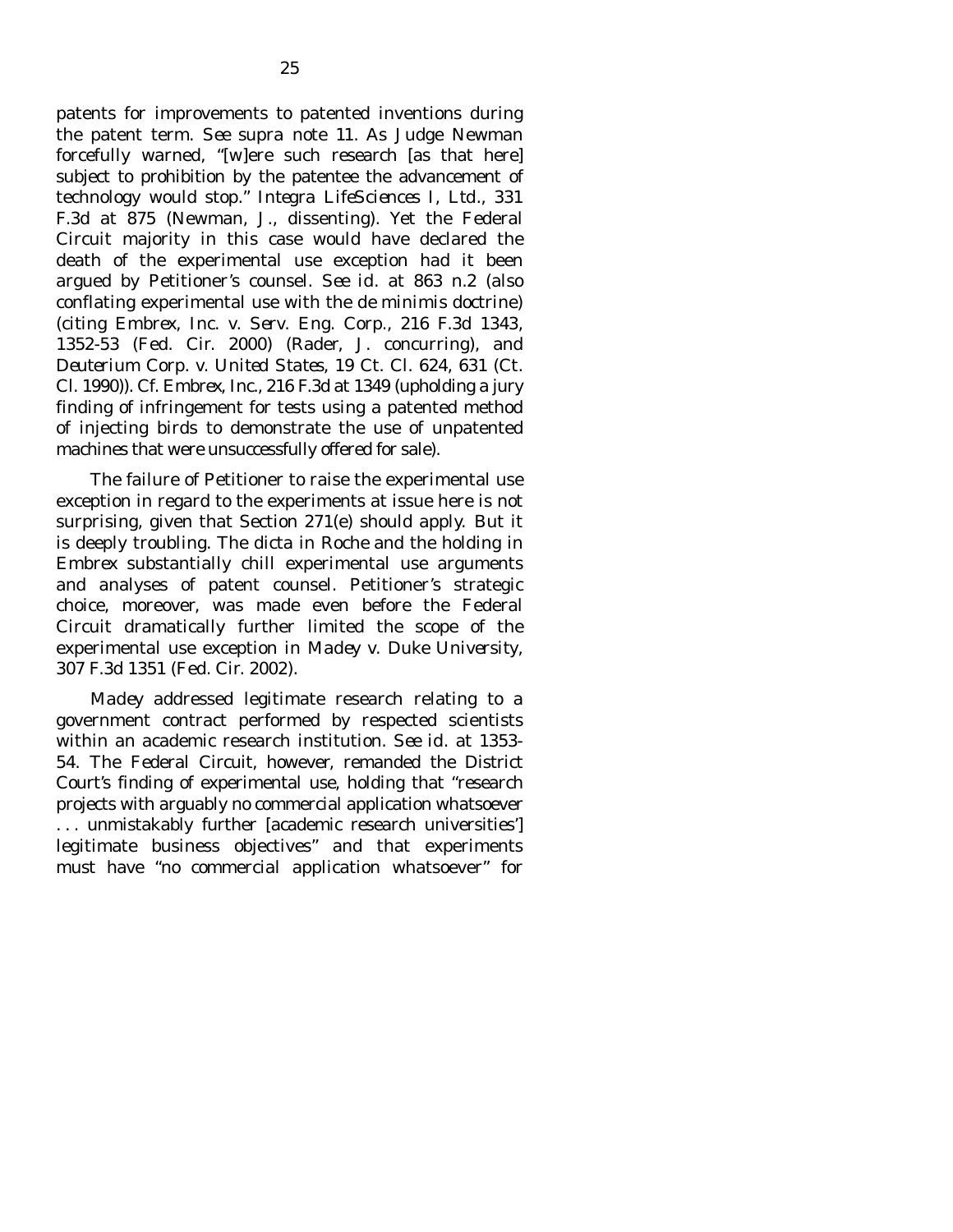patents for improvements to patented inventions during the patent term. *See supra* note 11. As Judge Newman forcefully warned, "[w]ere such research [as that here] subject to prohibition by the patentee the advancement of technology would stop." *Integra LifeSciences I, Ltd.*, 331 F.3d at 875 (Newman, J., dissenting). Yet the Federal Circuit majority in this case would have declared the death of the experimental use exception had it been argued by Petitioner's counsel. *See id.* at 863 n.2 (also conflating experimental use with the de minimis doctrine) (citing *Embrex, Inc. v. Serv. Eng. Corp.*, 216 F.3d 1343, 1352-53 (Fed. Cir. 2000) (Rader, J. concurring), and *Deuterium Corp. v. United States*, 19 Ct. Cl. 624, 631 (Ct. Cl. 1990)). *Cf. Embrex, Inc.*, 216 F.3d at 1349 (upholding a jury finding of infringement for tests using a patented method of injecting birds to demonstrate the use of unpatented machines that were unsuccessfully offered for sale).

The failure of Petitioner to raise the experimental use exception in regard to the experiments at issue here is not surprising, given that Section 271(e) should apply. But it is deeply troubling. The dicta in *Roche* and the holding in *Embrex* substantially chill experimental use arguments and analyses of patent counsel. Petitioner's strategic choice, moreover, was made even before the Federal Circuit dramatically further limited the scope of the experimental use exception in *Madey v. Duke University*, 307 F.3d 1351 (Fed. Cir. 2002).

*Madey* addressed legitimate research relating to a government contract performed by respected scientists within an academic research institution. *See id.* at 1353-54. The Federal Circuit, however, remanded the District Court's finding of experimental use, holding that "research projects with arguably no commercial application whatsoever . . . unmistakably further [academic research universities'] legitimate business objectives" and that experiments must have "no commercial application whatsoever" for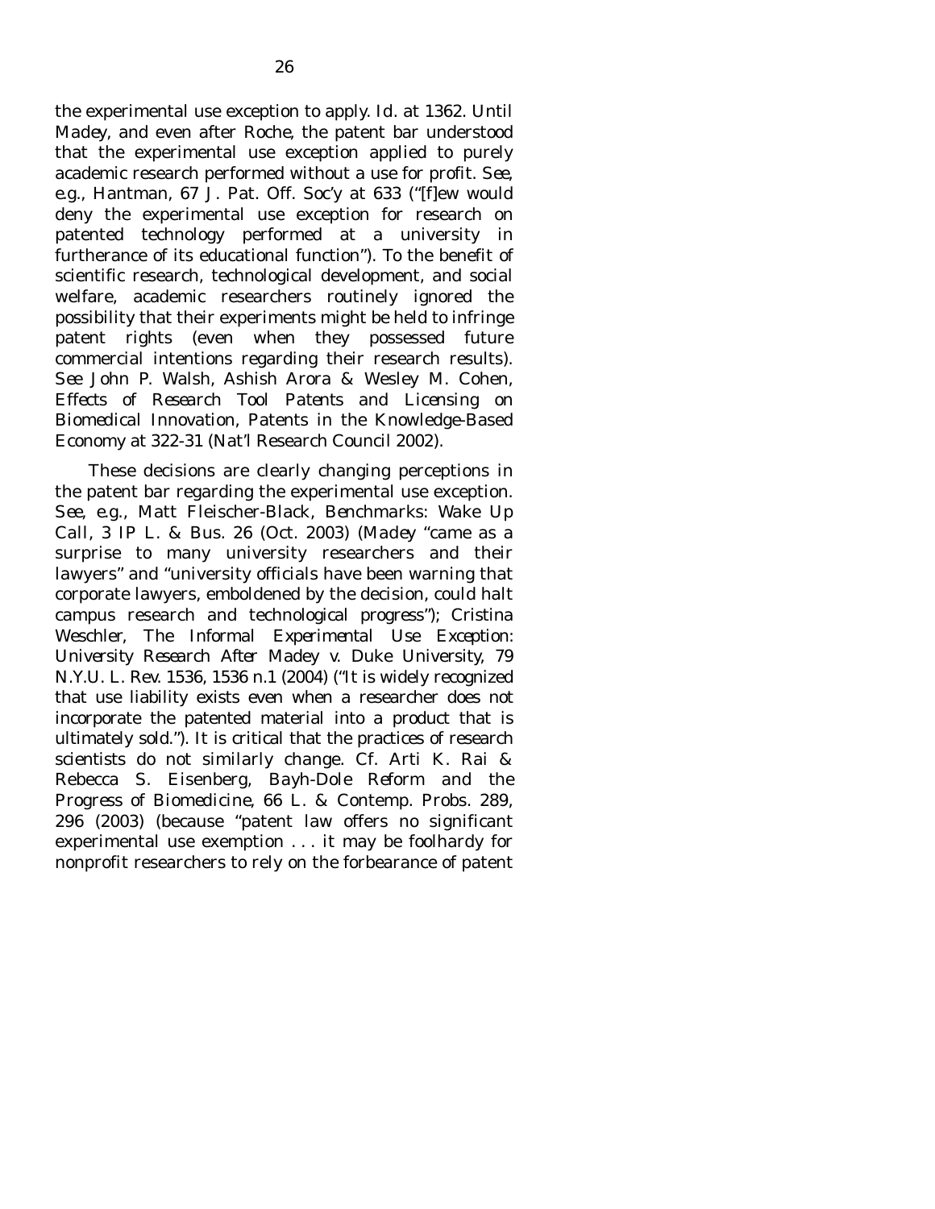the experimental use exception to apply. *Id.* at 1362. Until *Madey*, and even after *Roche*, the patent bar understood that the experimental use exception applied to purely academic research performed without a use for profit. *See, e.g.*, Hantman, 67 J. Pat. Off. Soc'y at 633 ("[f]ew would deny the experimental use exception for research on patented technology performed at a university in furtherance of its educational function"). To the benefit of scientific research, technological development, and social welfare, academic researchers routinely ignored the possibility that their experiments might be held to infringe patent rights (even when they possessed future commercial intentions regarding their research results). *See* John P. Walsh, Ashish Arora & Wesley M. Cohen, *Effects of Research Tool Patents and Licensing on Biomedical Innovation*, Patents in the Knowledge-Based Economy at 322-31 (Nat'l Research Council 2002).

These decisions are clearly changing perceptions in the patent bar regarding the experimental use exception. *See, e.g.*, Matt Fleischer-Black, *Benchmarks: Wake Up Call*, 3 IP L. & Bus. 26 (Oct. 2003) (*Madey* "came as a surprise to many university researchers and their lawyers" and "university officials have been warning that corporate lawyers, emboldened by the decision, could halt campus research and technological progress"); Cristina Weschler, *The Informal Experimental Use Exception: University Research After* Madey v. Duke University, 79 N.Y.U. L. Rev. 1536, 1536 n.1 (2004) ("It is widely recognized that use liability exists even when a researcher does not incorporate the patented material into a product that is ultimately sold."). It is critical that the practices of research scientists do not similarly change. *Cf.* Arti K. Rai & Rebecca S. Eisenberg, *Bayh-Dole Reform and the Progress of Biomedicine*, 66 L. & Contemp. Probs. 289, 296 (2003) (because "patent law offers no significant experimental use exemption . . . it may be foolhardy for nonprofit researchers to rely on the forbearance of patent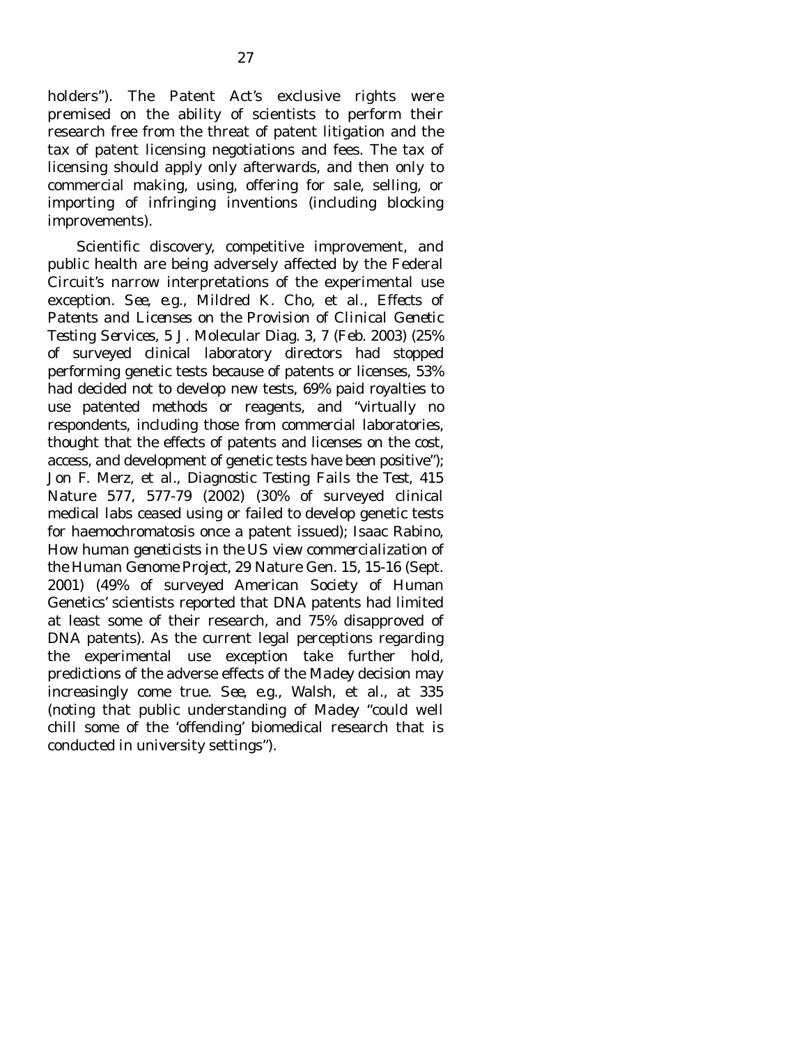holders"). The Patent Act's exclusive rights were premised on the ability of scientists to perform their research free from the threat of patent litigation and the tax of patent licensing negotiations and fees. The tax of licensing should apply only afterwards, and then only to commercial making, using, offering for sale, selling, or importing of infringing inventions (including blocking improvements).

Scientific discovery, competitive improvement, and public health are being adversely affected by the Federal Circuit's narrow interpretations of the experimental use exception. *See, e.g.*, Mildred K. Cho, et al., *Effects of Patents and Licenses on the Provision of Clinical Genetic Testing Services*, 5 J. Molecular Diag. 3, 7 (Feb. 2003) (25% of surveyed clinical laboratory directors had stopped performing genetic tests because of patents or licenses, 53% had decided not to develop new tests, 69% paid royalties to use patented methods or reagents, and "virtually no respondents, including those from commercial laboratories, thought that the effects of patents and licenses on the cost, access, and development of genetic tests have been positive"); Jon F. Merz, et al., *Diagnostic Testing Fails the Test*, 415 Nature 577, 577-79 (2002) (30% of surveyed clinical medical labs ceased using or failed to develop genetic tests for haemochromatosis once a patent issued); Isaac Rabino, *How human geneticists in the US view commercialization of the Human Genome Project*, 29 Nature Gen. 15, 15-16 (Sept. 2001) (49% of surveyed American Society of Human Genetics' scientists reported that DNA patents had limited at least some of their research, and 75% disapproved of DNA patents). As the current legal perceptions regarding the experimental use exception take further hold, predictions of the adverse effects of the *Madey* decision may increasingly come true. *See, e.g.*, Walsh, et al., at 335 (noting that public understanding of *Madey* "could well chill some of the 'offending' biomedical research that is conducted in university settings").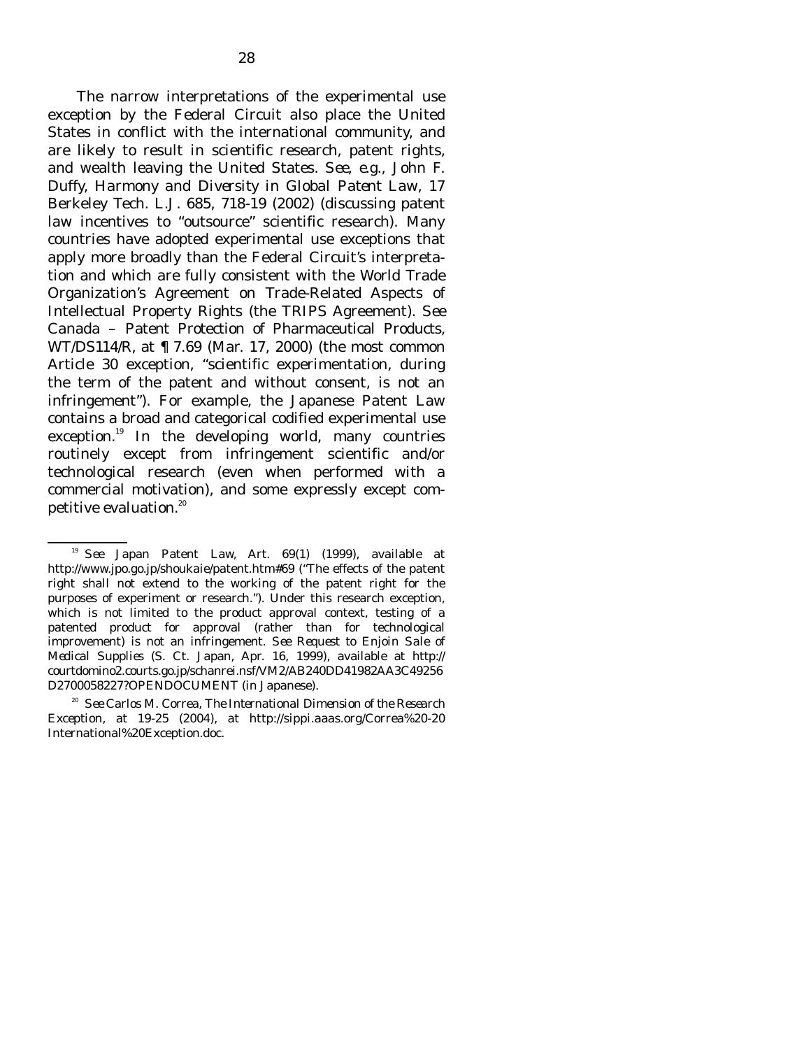The narrow interpretations of the experimental use exception by the Federal Circuit also place the United States in conflict with the international community, and are likely to result in scientific research, patent rights, and wealth leaving the United States. *See, e.g.*, John F. Duffy, *Harmony and Diversity in Global Patent Law*, 17 Berkeley Tech. L.J. 685, 718-19 (2002) (discussing patent law incentives to "outsource" scientific research). Many countries have adopted experimental use exceptions that apply more broadly than the Federal Circuit's interpretation and which are fully consistent with the World Trade Organization's Agreement on Trade-Related Aspects of Intellectual Property Rights (the TRIPS Agreement). *See Canada – Patent Protection of Pharmaceutical Products*, WT/DS114/R, at ¶ 7.69 (Mar. 17, 2000) (the most common Article 30 exception, "scientific experimentation, during the term of the patent and without consent, is not an infringement"). For example, the Japanese Patent Law contains a broad and categorical codified experimental use exception.[19] In the developing world, many countries routinely except from infringement scientific and/or technological research (even when performed with a commercial motivation), and some expressly except competitive evaluation.[20]

---

[19] *See* Japan Patent Law, Art. 69(1) (1999), available at http://www.jpo.go.jp/shoukaie/patent.htm#69 ("The effects of the patent right shall not extend to the working of the patent right for the purposes of experiment or research."). Under this research exception, which is not limited to the product approval context, testing of a patented product for approval (rather than for technological improvement) is not an infringement. *See Request to Enjoin Sale of Medical Supplies* (S. Ct. Japan, Apr. 16, 1999), available at http://courtdomino2.courts.go.jp/schanrei.nsf/VM2/AB240DD41982AA3C49256D2700058227?OPENDOCUMENT (in Japanese).

[20] *See* Carlos M. Correa, *The International Dimension of the Research Exception*, at 19-25 (2004), at http://sippi.aaas.org/Correa%20-20International%20Exception.doc.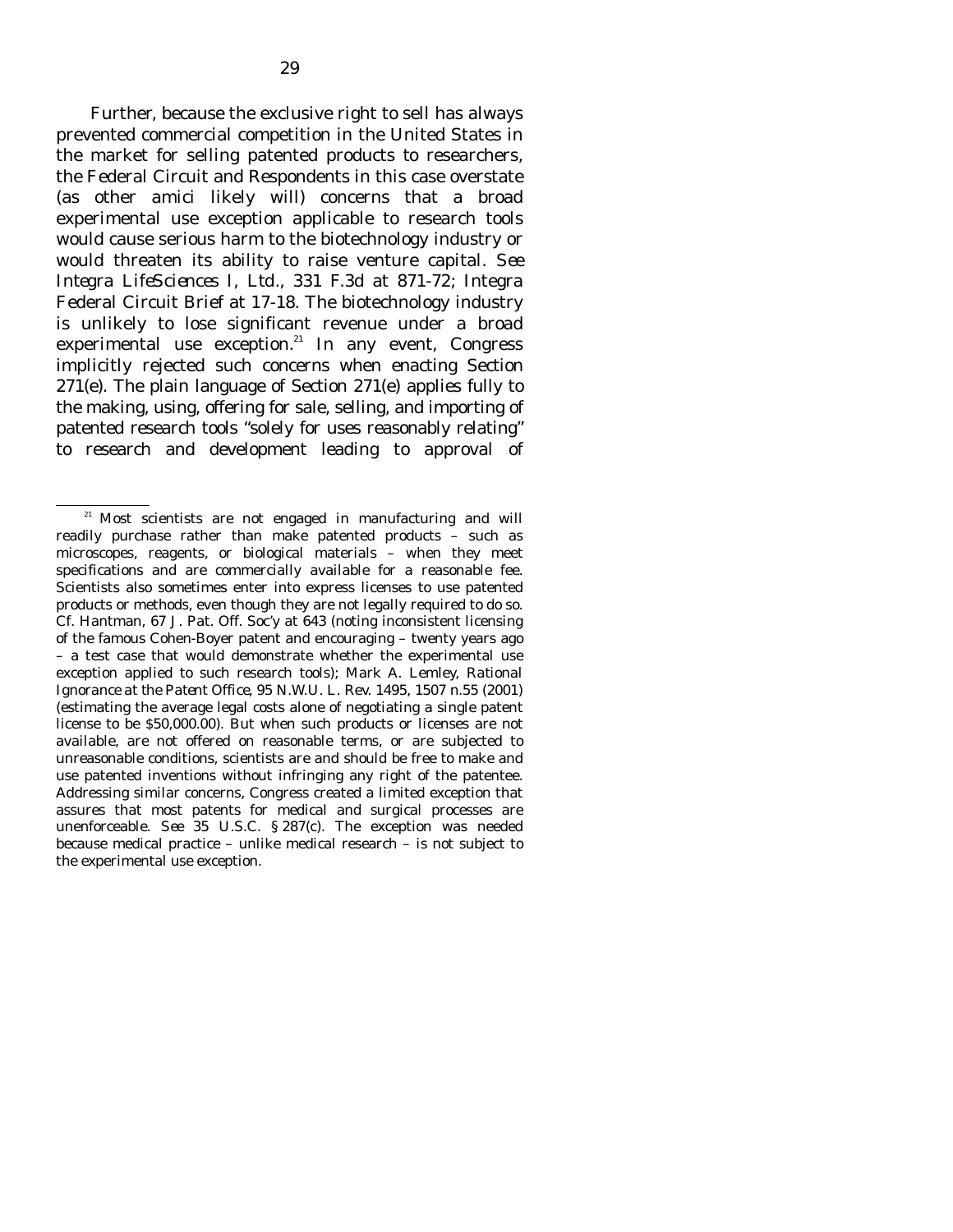Further, because the exclusive right to sell has always prevented commercial competition in the United States in the market for selling patented products to researchers, the Federal Circuit and Respondents in this case overstate (as other *amici* likely will) concerns that a broad experimental use exception applicable to research tools would cause serious harm to the biotechnology industry or would threaten its ability to raise venture capital. *See Integra LifeSciences I, Ltd.*, 331 F.3d at 871-72; Integra Federal Circuit Brief at 17-18. The biotechnology industry is unlikely to lose significant revenue under a broad experimental use exception.[21] In any event, Congress implicitly rejected such concerns when enacting Section 271(e). The plain language of Section 271(e) applies fully to the making, using, offering for sale, selling, and importing of patented research tools "solely for uses reasonably relating" to research and development leading to approval of

---

[21] Most scientists are not engaged in manufacturing and will readily purchase rather than make patented products – such as microscopes, reagents, or biological materials – when they meet specifications and are commercially available for a reasonable fee. Scientists also sometimes enter into express licenses to use patented products or methods, even though they are not legally required to do so. *Cf.* Hantman, 67 J. Pat. Off. Soc'y at 643 (noting inconsistent licensing of the famous Cohen-Boyer patent and encouraging – twenty years ago – a test case that would demonstrate whether the experimental use exception applied to such research tools); Mark A. Lemley, *Rational Ignorance at the Patent Office*, 95 N.W.U. L. Rev. 1495, 1507 n.55 (2001) (estimating the average legal costs alone of negotiating a single patent license to be $50,000.00). But when such products or licenses are not available, are not offered on reasonable terms, or are subjected to unreasonable conditions, scientists are and should be free to make and use patented inventions without infringing any right of the patentee. Addressing similar concerns, Congress created a limited exception that assures that most patents for medical and surgical processes are unenforceable. *See* 35 U.S.C. § 287(c). The exception was needed because medical practice – unlike medical research – is not subject to the experimental use exception.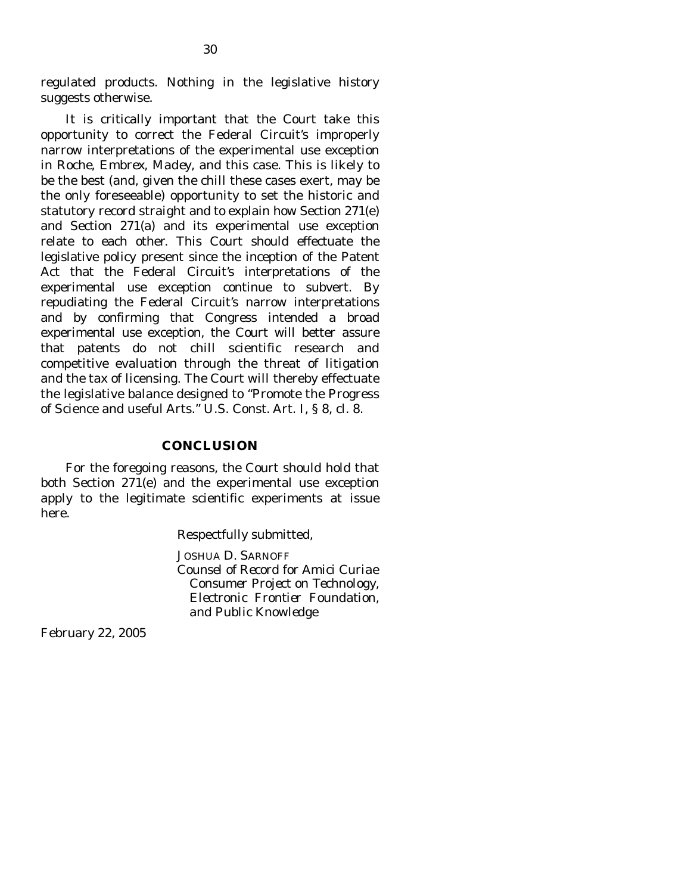regulated products. Nothing in the legislative history suggests otherwise.

It is critically important that the Court take this opportunity to correct the Federal Circuit's improperly narrow interpretations of the experimental use exception in *Roche*, *Embrex*, *Madey*, and this case. This is likely to be the best (and, given the chill these cases exert, may be the only foreseeable) opportunity to set the historic and statutory record straight and to explain how Section 271(e) and Section 271(a) and its experimental use exception relate to each other. This Court should effectuate the legislative policy present since the inception of the Patent Act that the Federal Circuit's interpretations of the experimental use exception continue to subvert. By repudiating the Federal Circuit's narrow interpretations and by confirming that Congress intended a broad experimental use exception, the Court will better assure that patents do not chill scientific research and competitive evaluation through the threat of litigation and the tax of licensing. The Court will thereby effectuate the legislative balance designed to "Promote the Progress of Science and useful Arts." U.S. Const. Art. I, § 8, cl. 8.

## CONCLUSION

For the foregoing reasons, the Court should hold that both Section 271(e) and the experimental use exception apply to the legitimate scientific experiments at issue here.

Respectfully submitted,

JOSHUA D. SARNOFF
*Counsel of Record for Amici Curiae*
*Consumer Project on Technology,*
*Electronic Frontier Foundation,*
*and Public Knowledge*

February 22, 2005